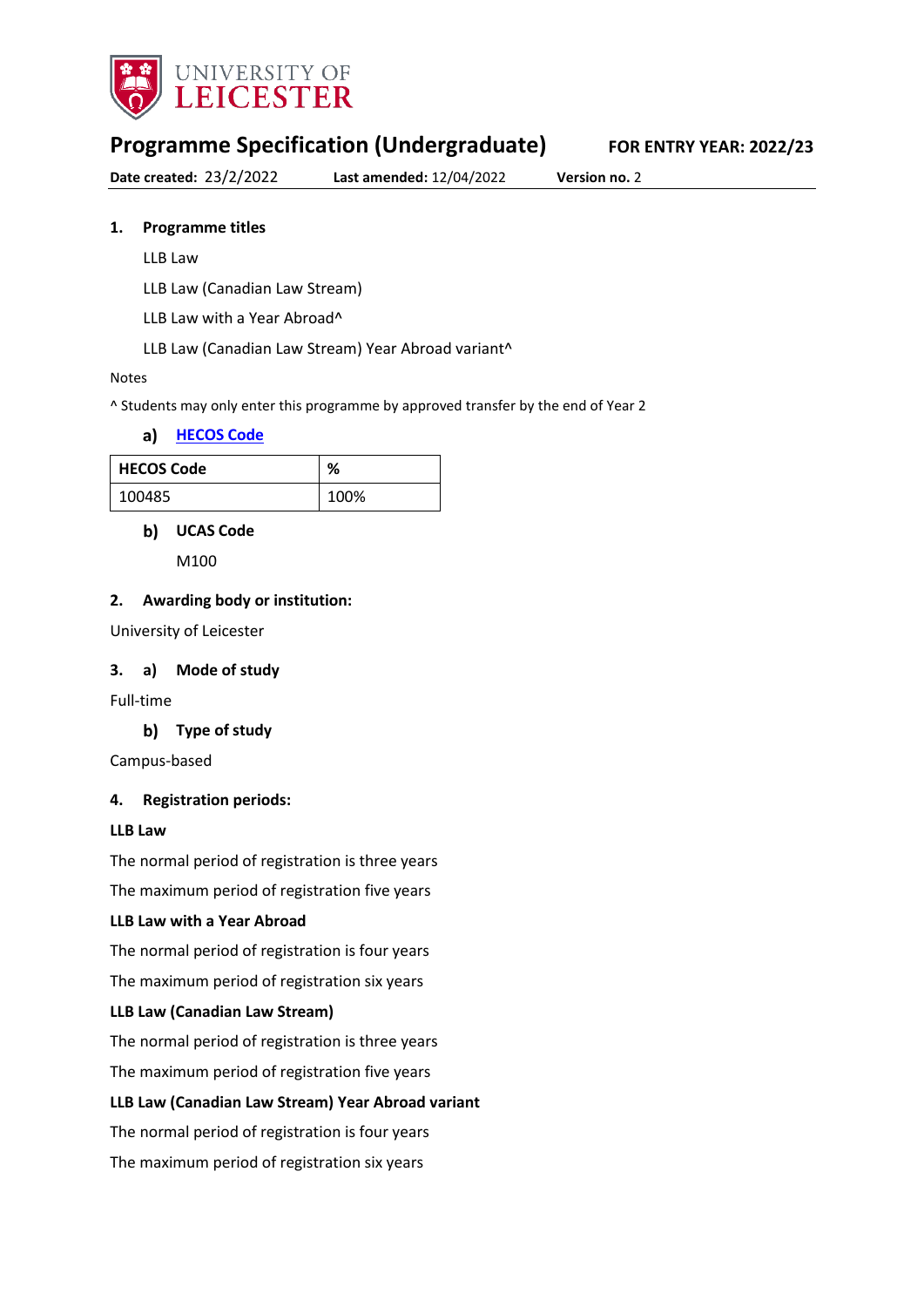UNIVERSITY OF LEICESTER

# Programme Specification (Undergraduate)

**FOR ENTRY YEAR: 2022/23**

**Date created:** 23/2/2022 **Last amended:** 12/04/2022 **Version no.** 2

## 1. Programme titles

LLB Law

LLB Law (Canadian Law Stream)

LLB Law with a Year Abroad^

LLB Law (Canadian Law Stream) Year Abroad variant^

Notes

^ Students may only enter this programme by approved transfer by the end of Year 2

### a) HECOS Code

| HECOS Code | % |
|---|---|
| 100485 | 100% |

### b) UCAS Code

M100

## 2. Awarding body or institution:

University of Leicester

## 3. a) Mode of study

Full-time

### b) Type of study

Campus-based

## 4. Registration periods:

**LLB Law**

The normal period of registration is three years

The maximum period of registration five years

**LLB Law with a Year Abroad**

The normal period of registration is four years

The maximum period of registration six years

**LLB Law (Canadian Law Stream)**

The normal period of registration is three years

The maximum period of registration five years

**LLB Law (Canadian Law Stream) Year Abroad variant**

The normal period of registration is four years

The maximum period of registration six years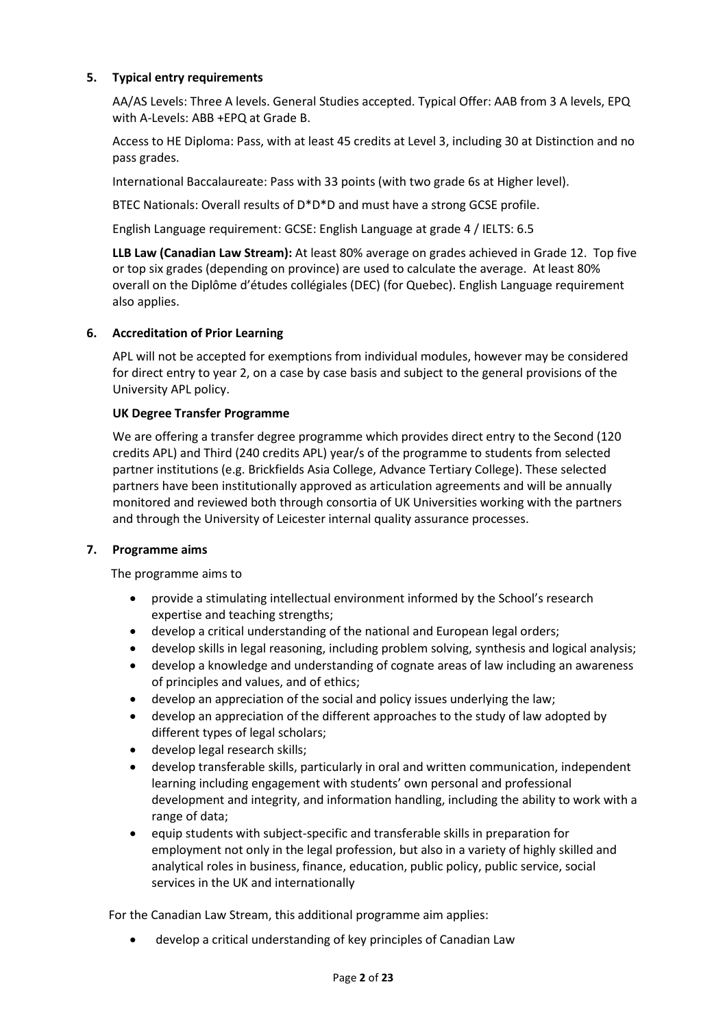## 5. Typical entry requirements

AA/AS Levels: Three A levels. General Studies accepted. Typical Offer: AAB from 3 A levels, EPQ with A-Levels: ABB +EPQ at Grade B.

Access to HE Diploma: Pass, with at least 45 credits at Level 3, including 30 at Distinction and no pass grades.

International Baccalaureate: Pass with 33 points (with two grade 6s at Higher level).

BTEC Nationals: Overall results of D*D*D and must have a strong GCSE profile.

English Language requirement: GCSE: English Language at grade 4 / IELTS: 6.5

**LLB Law (Canadian Law Stream):** At least 80% average on grades achieved in Grade 12. Top five or top six grades (depending on province) are used to calculate the average. At least 80% overall on the Diplôme d'études collégiales (DEC) (for Quebec). English Language requirement also applies.

## 6. Accreditation of Prior Learning

APL will not be accepted for exemptions from individual modules, however may be considered for direct entry to year 2, on a case by case basis and subject to the general provisions of the University APL policy.

### UK Degree Transfer Programme

We are offering a transfer degree programme which provides direct entry to the Second (120 credits APL) and Third (240 credits APL) year/s of the programme to students from selected partner institutions (e.g. Brickfields Asia College, Advance Tertiary College). These selected partners have been institutionally approved as articulation agreements and will be annually monitored and reviewed both through consortia of UK Universities working with the partners and through the University of Leicester internal quality assurance processes.

## 7. Programme aims

The programme aims to

- provide a stimulating intellectual environment informed by the School's research expertise and teaching strengths;
- develop a critical understanding of the national and European legal orders;
- develop skills in legal reasoning, including problem solving, synthesis and logical analysis;
- develop a knowledge and understanding of cognate areas of law including an awareness of principles and values, and of ethics;
- develop an appreciation of the social and policy issues underlying the law;
- develop an appreciation of the different approaches to the study of law adopted by different types of legal scholars;
- develop legal research skills;
- develop transferable skills, particularly in oral and written communication, independent learning including engagement with students' own personal and professional development and integrity, and information handling, including the ability to work with a range of data;
- equip students with subject-specific and transferable skills in preparation for employment not only in the legal profession, but also in a variety of highly skilled and analytical roles in business, finance, education, public policy, public service, social services in the UK and internationally

For the Canadian Law Stream, this additional programme aim applies:

- develop a critical understanding of key principles of Canadian Law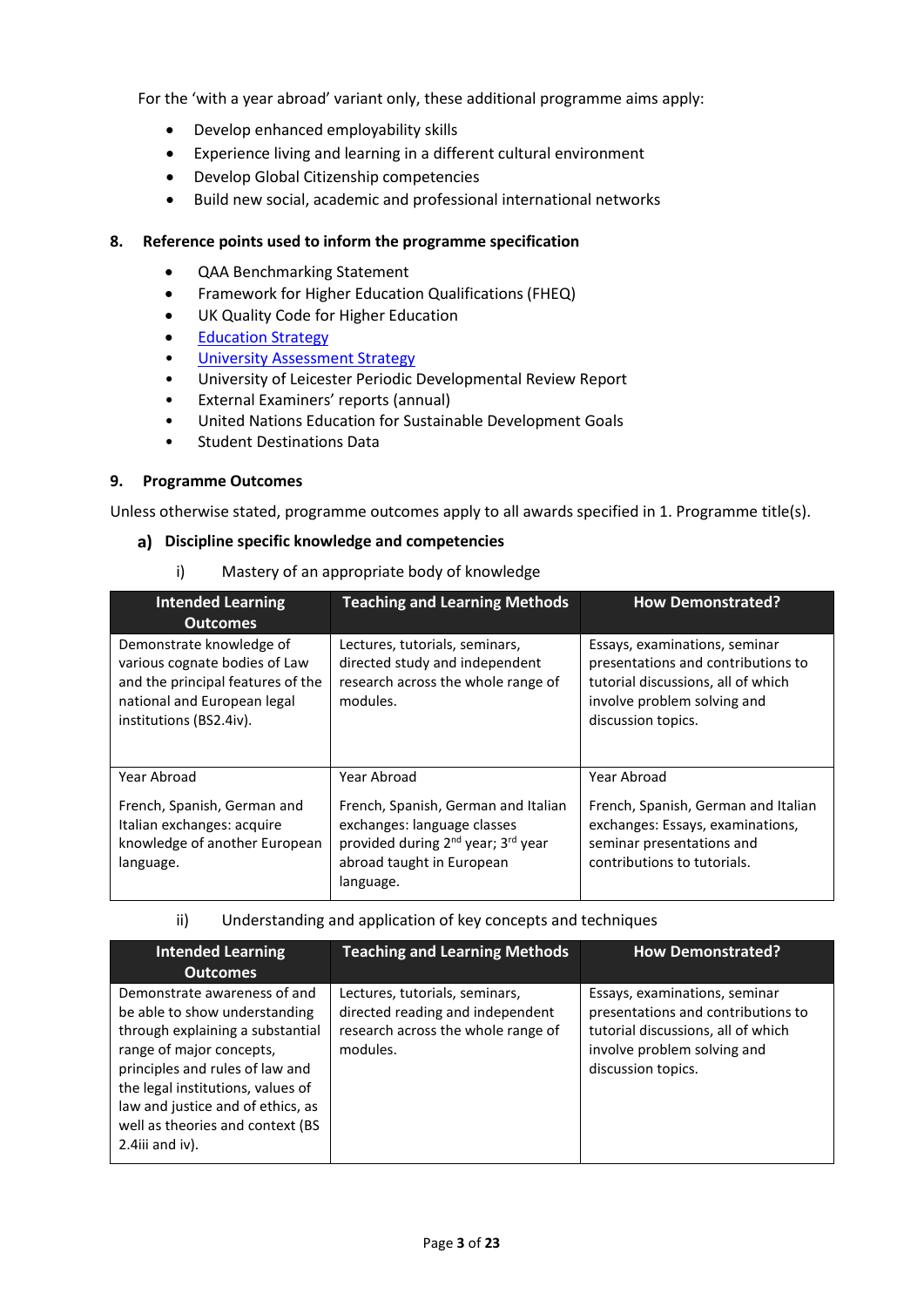For the 'with a year abroad' variant only, these additional programme aims apply:

- Develop enhanced employability skills
- Experience living and learning in a different cultural environment
- Develop Global Citizenship competencies
- Build new social, academic and professional international networks

## 8. Reference points used to inform the programme specification

- QAA Benchmarking Statement
- Framework for Higher Education Qualifications (FHEQ)
- UK Quality Code for Higher Education
- Education Strategy
- University Assessment Strategy
- University of Leicester Periodic Developmental Review Report
- External Examiners' reports (annual)
- United Nations Education for Sustainable Development Goals
- Student Destinations Data

## 9. Programme Outcomes

Unless otherwise stated, programme outcomes apply to all awards specified in 1. Programme title(s).

### a) Discipline specific knowledge and competencies

i) Mastery of an appropriate body of knowledge

| Intended Learning Outcomes | Teaching and Learning Methods | How Demonstrated? |
|---|---|---|
| Demonstrate knowledge of various cognate bodies of Law and the principal features of the national and European legal institutions (BS2.4iv). | Lectures, tutorials, seminars, directed study and independent research across the whole range of modules. | Essays, examinations, seminar presentations and contributions to tutorial discussions, all of which involve problem solving and discussion topics. |
| Year Abroad<br><br>French, Spanish, German and Italian exchanges: acquire knowledge of another European language. | Year Abroad<br><br>French, Spanish, German and Italian exchanges: language classes provided during 2nd year; 3rd year abroad taught in European language. | Year Abroad<br><br>French, Spanish, German and Italian exchanges: Essays, examinations, seminar presentations and contributions to tutorials. |

ii) Understanding and application of key concepts and techniques

| Intended Learning Outcomes | Teaching and Learning Methods | How Demonstrated? |
|---|---|---|
| Demonstrate awareness of and be able to show understanding through explaining a substantial range of major concepts, principles and rules of law and the legal institutions, values of law and justice and of ethics, as well as theories and context (BS 2.4iii and iv). | Lectures, tutorials, seminars, directed reading and independent research across the whole range of modules. | Essays, examinations, seminar presentations and contributions to tutorial discussions, all of which involve problem solving and discussion topics. |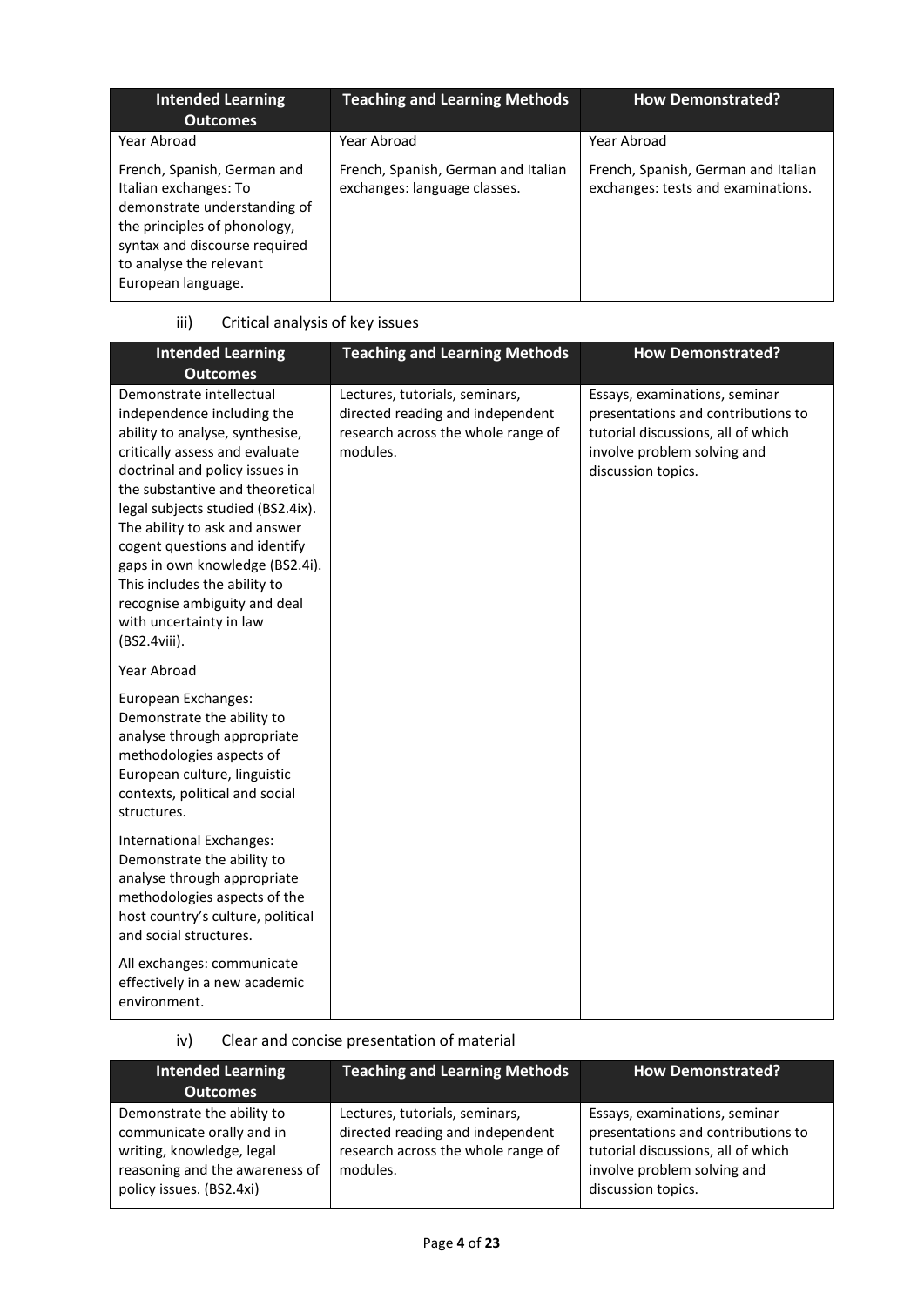| Intended Learning Outcomes | Teaching and Learning Methods | How Demonstrated? |
|---|---|---|
| Year Abroad<br><br>French, Spanish, German and Italian exchanges: To demonstrate understanding of the principles of phonology, syntax and discourse required to analyse the relevant European language. | Year Abroad<br><br>French, Spanish, German and Italian exchanges: language classes. | Year Abroad<br><br>French, Spanish, German and Italian exchanges: tests and examinations. |

iii) Critical analysis of key issues

| Intended Learning Outcomes | Teaching and Learning Methods | How Demonstrated? |
|---|---|---|
| Demonstrate intellectual independence including the ability to analyse, synthesise, critically assess and evaluate doctrinal and policy issues in the substantive and theoretical legal subjects studied (BS2.4ix). The ability to ask and answer cogent questions and identify gaps in own knowledge (BS2.4i). This includes the ability to recognise ambiguity and deal with uncertainty in law (BS2.4viii). | Lectures, tutorials, seminars, directed reading and independent research across the whole range of modules. | Essays, examinations, seminar presentations and contributions to tutorial discussions, all of which involve problem solving and discussion topics. |
| Year Abroad<br><br>European Exchanges: Demonstrate the ability to analyse through appropriate methodologies aspects of European culture, linguistic contexts, political and social structures.<br><br>International Exchanges: Demonstrate the ability to analyse through appropriate methodologies aspects of the host country's culture, political and social structures.<br><br>All exchanges: communicate effectively in a new academic environment. | | |

iv) Clear and concise presentation of material

| Intended Learning Outcomes | Teaching and Learning Methods | How Demonstrated? |
|---|---|---|
| Demonstrate the ability to communicate orally and in writing, knowledge, legal reasoning and the awareness of policy issues. (BS2.4xi) | Lectures, tutorials, seminars, directed reading and independent research across the whole range of modules. | Essays, examinations, seminar presentations and contributions to tutorial discussions, all of which involve problem solving and discussion topics. |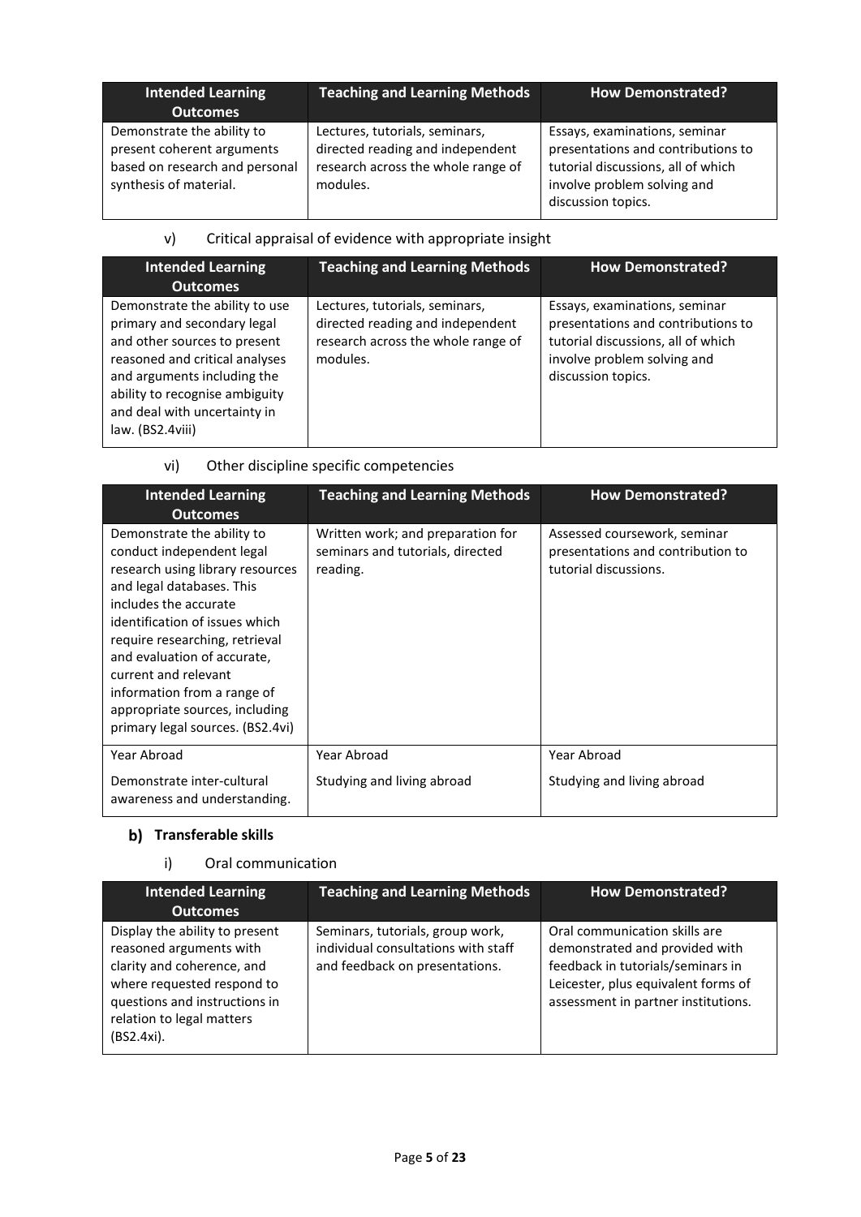| Intended Learning Outcomes | Teaching and Learning Methods | How Demonstrated? |
|---|---|---|
| Demonstrate the ability to present coherent arguments based on research and personal synthesis of material. | Lectures, tutorials, seminars, directed reading and independent research across the whole range of modules. | Essays, examinations, seminar presentations and contributions to tutorial discussions, all of which involve problem solving and discussion topics. |

v) Critical appraisal of evidence with appropriate insight

| Intended Learning Outcomes | Teaching and Learning Methods | How Demonstrated? |
|---|---|---|
| Demonstrate the ability to use primary and secondary legal and other sources to present reasoned and critical analyses and arguments including the ability to recognise ambiguity and deal with uncertainty in law. (BS2.4viii) | Lectures, tutorials, seminars, directed reading and independent research across the whole range of modules. | Essays, examinations, seminar presentations and contributions to tutorial discussions, all of which involve problem solving and discussion topics. |

vi) Other discipline specific competencies

| Intended Learning Outcomes | Teaching and Learning Methods | How Demonstrated? |
|---|---|---|
| Demonstrate the ability to conduct independent legal research using library resources and legal databases. This includes the accurate identification of issues which require researching, retrieval and evaluation of accurate, current and relevant information from a range of appropriate sources, including primary legal sources. (BS2.4vi) | Written work; and preparation for seminars and tutorials, directed reading. | Assessed coursework, seminar presentations and contribution to tutorial discussions. |
| Year Abroad<br><br>Demonstrate inter-cultural awareness and understanding. | Year Abroad<br><br>Studying and living abroad | Year Abroad<br><br>Studying and living abroad |

## b) Transferable skills

i) Oral communication

| Intended Learning Outcomes | Teaching and Learning Methods | How Demonstrated? |
|---|---|---|
| Display the ability to present reasoned arguments with clarity and coherence, and where requested respond to questions and instructions in relation to legal matters (BS2.4xi). | Seminars, tutorials, group work, individual consultations with staff and feedback on presentations. | Oral communication skills are demonstrated and provided with feedback in tutorials/seminars in Leicester, plus equivalent forms of assessment in partner institutions. |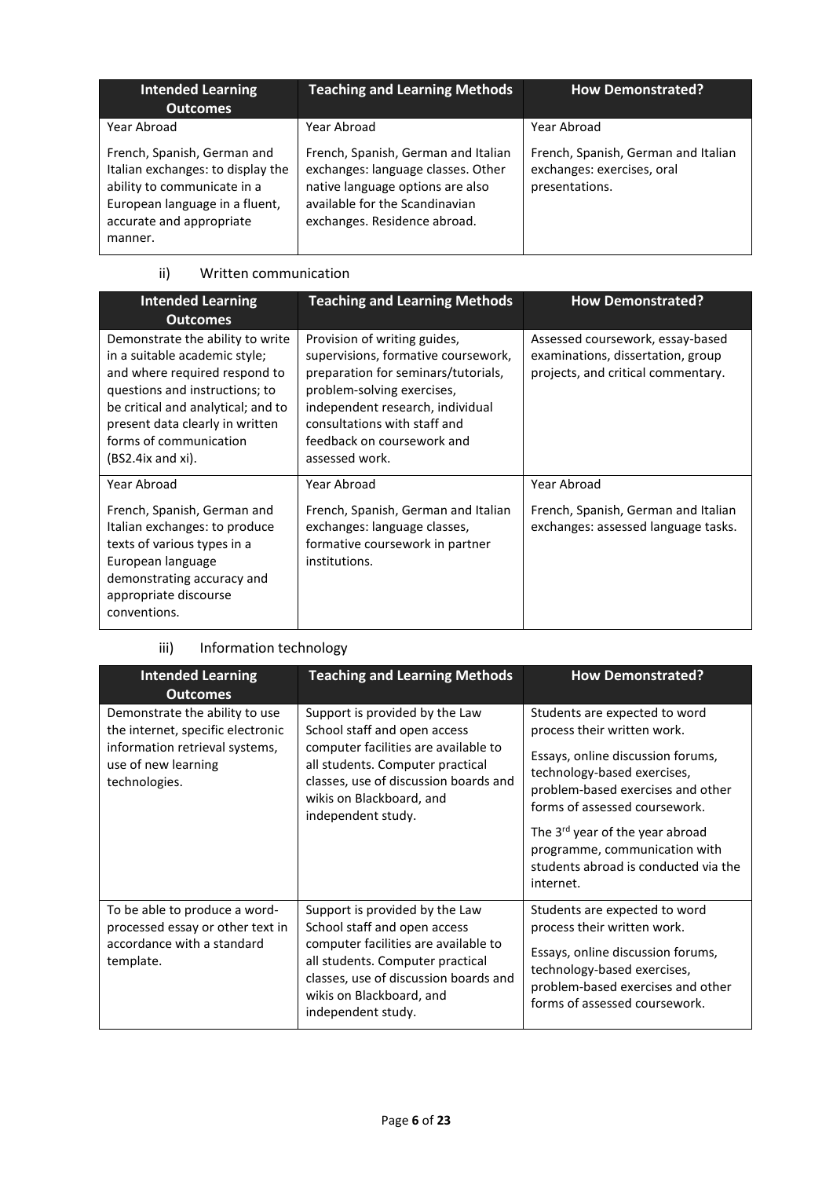| Intended Learning Outcomes | Teaching and Learning Methods | How Demonstrated? |
|---|---|---|
| Year Abroad<br><br>French, Spanish, German and Italian exchanges: to display the ability to communicate in a European language in a fluent, accurate and appropriate manner. | Year Abroad<br><br>French, Spanish, German and Italian exchanges: language classes. Other native language options are also available for the Scandinavian exchanges. Residence abroad. | Year Abroad<br><br>French, Spanish, German and Italian exchanges: exercises, oral presentations. |

ii) Written communication

| Intended Learning Outcomes | Teaching and Learning Methods | How Demonstrated? |
|---|---|---|
| Demonstrate the ability to write in a suitable academic style; and where required respond to questions and instructions; to be critical and analytical; and to present data clearly in written forms of communication (BS2.4ix and xi). | Provision of writing guides, supervisions, formative coursework, preparation for seminars/tutorials, problem-solving exercises, independent research, individual consultations with staff and feedback on coursework and assessed work. | Assessed coursework, essay-based examinations, dissertation, group projects, and critical commentary. |
| Year Abroad<br><br>French, Spanish, German and Italian exchanges: to produce texts of various types in a European language demonstrating accuracy and appropriate discourse conventions. | Year Abroad<br><br>French, Spanish, German and Italian exchanges: language classes, formative coursework in partner institutions. | Year Abroad<br><br>French, Spanish, German and Italian exchanges: assessed language tasks. |

iii) Information technology

| Intended Learning Outcomes | Teaching and Learning Methods | How Demonstrated? |
|---|---|---|
| Demonstrate the ability to use the internet, specific electronic information retrieval systems, use of new learning technologies. | Support is provided by the Law School staff and open access computer facilities are available to all students. Computer practical classes, use of discussion boards and wikis on Blackboard, and independent study. | Students are expected to word process their written work.<br><br>Essays, online discussion forums, technology-based exercises, problem-based exercises and other forms of assessed coursework.<br><br>The 3rd year of the year abroad programme, communication with students abroad is conducted via the internet. |
| To be able to produce a word-processed essay or other text in accordance with a standard template. | Support is provided by the Law School staff and open access computer facilities are available to all students. Computer practical classes, use of discussion boards and wikis on Blackboard, and independent study. | Students are expected to word process their written work.<br><br>Essays, online discussion forums, technology-based exercises, problem-based exercises and other forms of assessed coursework. |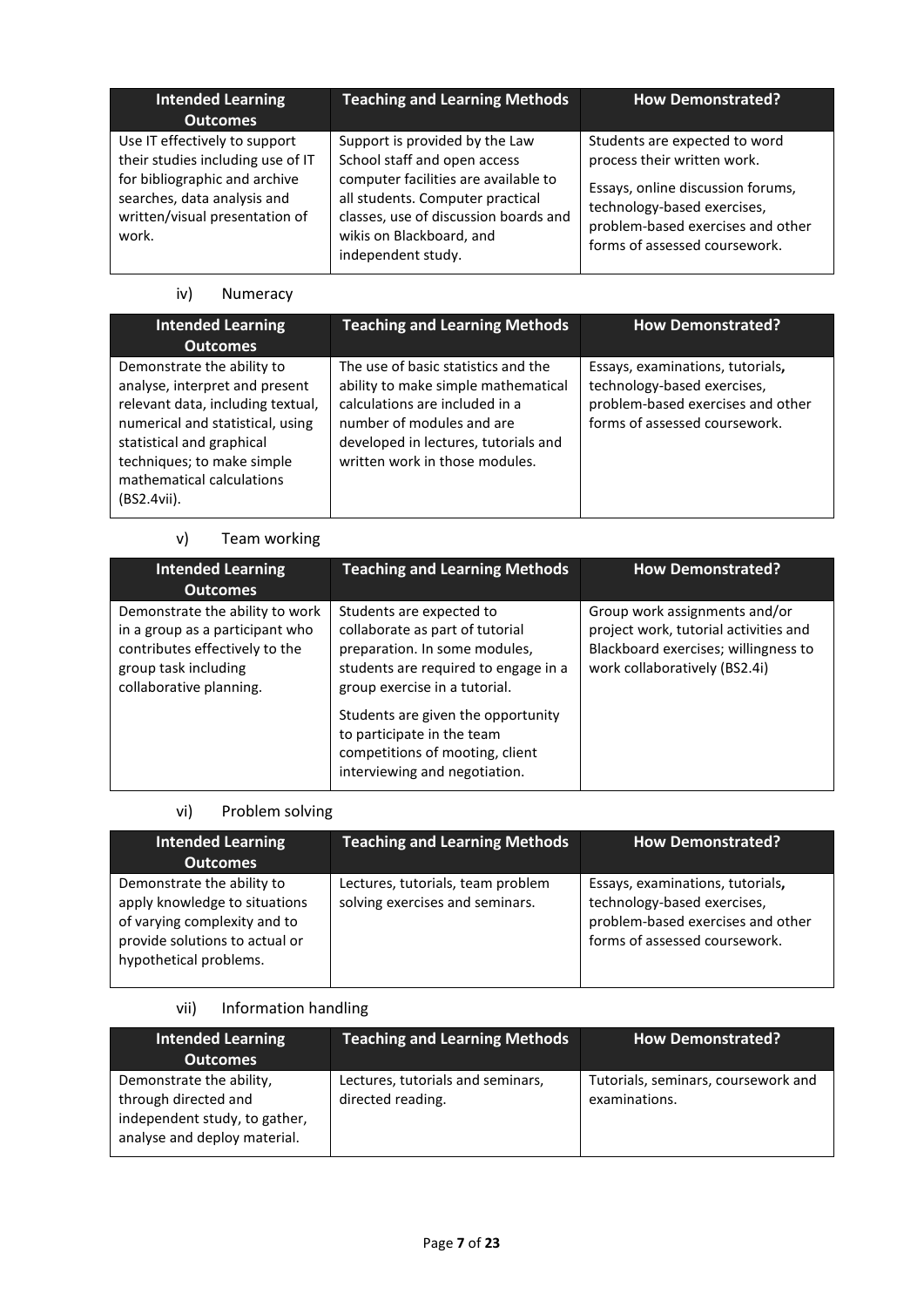| Intended Learning Outcomes | Teaching and Learning Methods | How Demonstrated? |
|---|---|---|
| Use IT effectively to support their studies including use of IT for bibliographic and archive searches, data analysis and written/visual presentation of work. | Support is provided by the Law School staff and open access computer facilities are available to all students. Computer practical classes, use of discussion boards and wikis on Blackboard, and independent study. | Students are expected to word process their written work.<br><br>Essays, online discussion forums, technology-based exercises, problem-based exercises and other forms of assessed coursework. |

iv) Numeracy

| Intended Learning Outcomes | Teaching and Learning Methods | How Demonstrated? |
|---|---|---|
| Demonstrate the ability to analyse, interpret and present relevant data, including textual, numerical and statistical, using statistical and graphical techniques; to make simple mathematical calculations (BS2.4vii). | The use of basic statistics and the ability to make simple mathematical calculations are included in a number of modules and are developed in lectures, tutorials and written work in those modules. | Essays, examinations, tutorials**,** technology-based exercises, problem-based exercises and other forms of assessed coursework. |

v) Team working

| Intended Learning Outcomes | Teaching and Learning Methods | How Demonstrated? |
|---|---|---|
| Demonstrate the ability to work in a group as a participant who contributes effectively to the group task including collaborative planning. | Students are expected to collaborate as part of tutorial preparation. In some modules, students are required to engage in a group exercise in a tutorial.<br><br>Students are given the opportunity to participate in the team competitions of mooting, client interviewing and negotiation. | Group work assignments and/or project work, tutorial activities and Blackboard exercises; willingness to work collaboratively (BS2.4i) |

vi) Problem solving

| Intended Learning Outcomes | Teaching and Learning Methods | How Demonstrated? |
|---|---|---|
| Demonstrate the ability to apply knowledge to situations of varying complexity and to provide solutions to actual or hypothetical problems. | Lectures, tutorials, team problem solving exercises and seminars. | Essays, examinations, tutorials**,** technology-based exercises, problem-based exercises and other forms of assessed coursework. |

vii) Information handling

| Intended Learning Outcomes | Teaching and Learning Methods | How Demonstrated? |
|---|---|---|
| Demonstrate the ability, through directed and independent study, to gather, analyse and deploy material. | Lectures, tutorials and seminars, directed reading. | Tutorials, seminars, coursework and examinations. |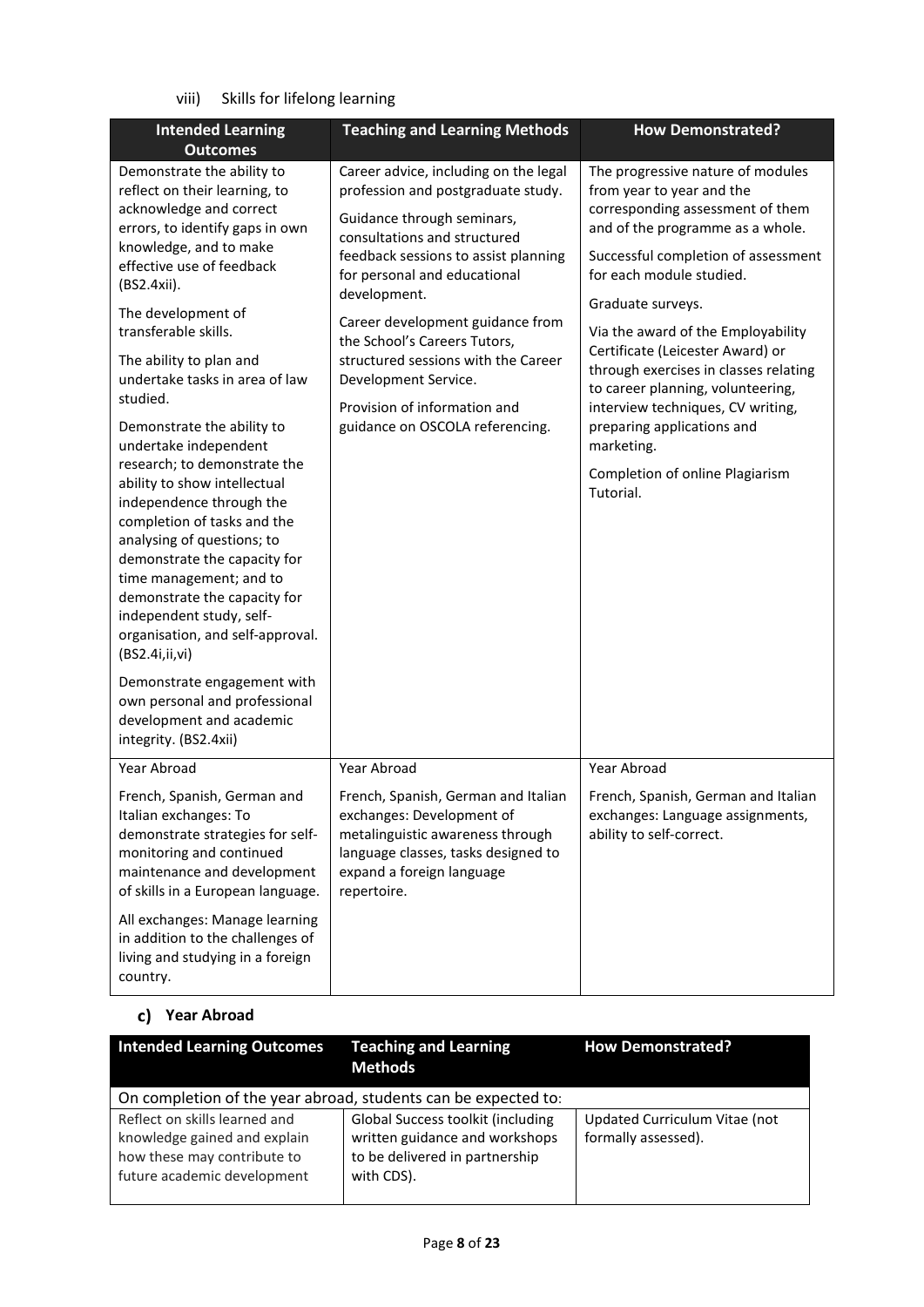### viii) Skills for lifelong learning

| Intended Learning Outcomes | Teaching and Learning Methods | How Demonstrated? |
|---|---|---|
| Demonstrate the ability to reflect on their learning, to acknowledge and correct errors, to identify gaps in own knowledge, and to make effective use of feedback (BS2.4xii).<br><br>The development of transferable skills.<br><br>The ability to plan and undertake tasks in area of law studied.<br><br>Demonstrate the ability to undertake independent research; to demonstrate the ability to show intellectual independence through the completion of tasks and the analysing of questions; to demonstrate the capacity for time management; and to demonstrate the capacity for independent study, self-organisation, and self-approval. (BS2.4i,ii,vi)<br><br>Demonstrate engagement with own personal and professional development and academic integrity. (BS2.4xii) | Career advice, including on the legal profession and postgraduate study.<br><br>Guidance through seminars, consultations and structured feedback sessions to assist planning for personal and educational development.<br><br>Career development guidance from the School's Careers Tutors, structured sessions with the Career Development Service.<br><br>Provision of information and guidance on OSCOLA referencing. | The progressive nature of modules from year to year and the corresponding assessment of them and of the programme as a whole.<br><br>Successful completion of assessment for each module studied.<br><br>Graduate surveys.<br><br>Via the award of the Employability Certificate (Leicester Award) or through exercises in classes relating to career planning, volunteering, interview techniques, CV writing, preparing applications and marketing.<br><br>Completion of online Plagiarism Tutorial. |
| Year Abroad<br><br>French, Spanish, German and Italian exchanges: To demonstrate strategies for self-monitoring and continued maintenance and development of skills in a European language.<br><br>All exchanges: Manage learning in addition to the challenges of living and studying in a foreign country. | Year Abroad<br><br>French, Spanish, German and Italian exchanges: Development of metalinguistic awareness through language classes, tasks designed to expand a foreign language repertoire. | Year Abroad<br><br>French, Spanish, German and Italian exchanges: Language assignments, ability to self-correct. |

### c) Year Abroad

| Intended Learning Outcomes | Teaching and Learning Methods | How Demonstrated? |
|---|---|---|
| On completion of the year abroad, students can be expected to: | | |
| Reflect on skills learned and knowledge gained and explain how these may contribute to future academic development | Global Success toolkit (including written guidance and workshops to be delivered in partnership with CDS). | Updated Curriculum Vitae (not formally assessed). |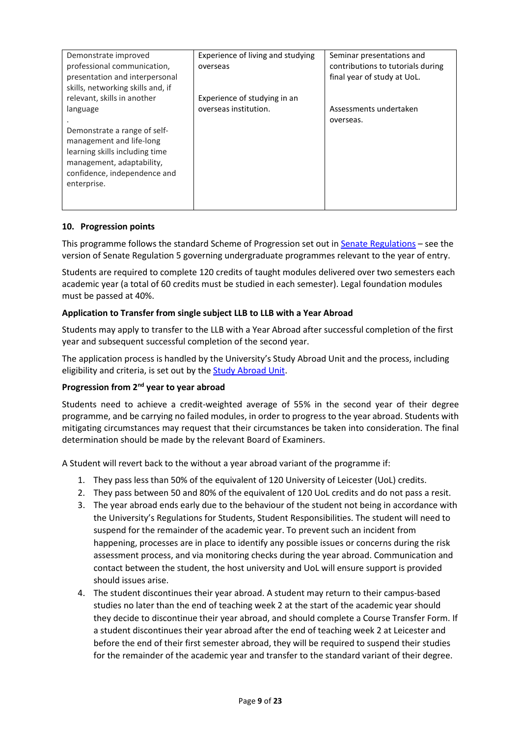| Demonstrate improved professional communication, presentation and interpersonal skills, networking skills and, if relevant, skills in another language<br>.<br>Demonstrate a range of self-management and life-long learning skills including time management, adaptability, confidence, independence and enterprise. | Experience of living and studying overseas<br><br>Experience of studying in an overseas institution. | Seminar presentations and contributions to tutorials during final year of study at UoL.<br><br>Assessments undertaken overseas. |
|---|---|---|

## 10. Progression points

This programme follows the standard Scheme of Progression set out in Senate Regulations – see the version of Senate Regulation 5 governing undergraduate programmes relevant to the year of entry.

Students are required to complete 120 credits of taught modules delivered over two semesters each academic year (a total of 60 credits must be studied in each semester). Legal foundation modules must be passed at 40%.

**Application to Transfer from single subject LLB to LLB with a Year Abroad**

Students may apply to transfer to the LLB with a Year Abroad after successful completion of the first year and subsequent successful completion of the second year.

The application process is handled by the University's Study Abroad Unit and the process, including eligibility and criteria, is set out by the Study Abroad Unit.

**Progression from 2nd year to year abroad**

Students need to achieve a credit-weighted average of 55% in the second year of their degree programme, and be carrying no failed modules, in order to progress to the year abroad. Students with mitigating circumstances may request that their circumstances be taken into consideration. The final determination should be made by the relevant Board of Examiners.

A Student will revert back to the without a year abroad variant of the programme if:

1. They pass less than 50% of the equivalent of 120 University of Leicester (UoL) credits.
2. They pass between 50 and 80% of the equivalent of 120 UoL credits and do not pass a resit.
3. The year abroad ends early due to the behaviour of the student not being in accordance with the University's Regulations for Students, Student Responsibilities. The student will need to suspend for the remainder of the academic year. To prevent such an incident from happening, processes are in place to identify any possible issues or concerns during the risk assessment process, and via monitoring checks during the year abroad. Communication and contact between the student, the host university and UoL will ensure support is provided should issues arise.
4. The student discontinues their year abroad. A student may return to their campus-based studies no later than the end of teaching week 2 at the start of the academic year should they decide to discontinue their year abroad, and should complete a Course Transfer Form. If a student discontinues their year abroad after the end of teaching week 2 at Leicester and before the end of their first semester abroad, they will be required to suspend their studies for the remainder of the academic year and transfer to the standard variant of their degree.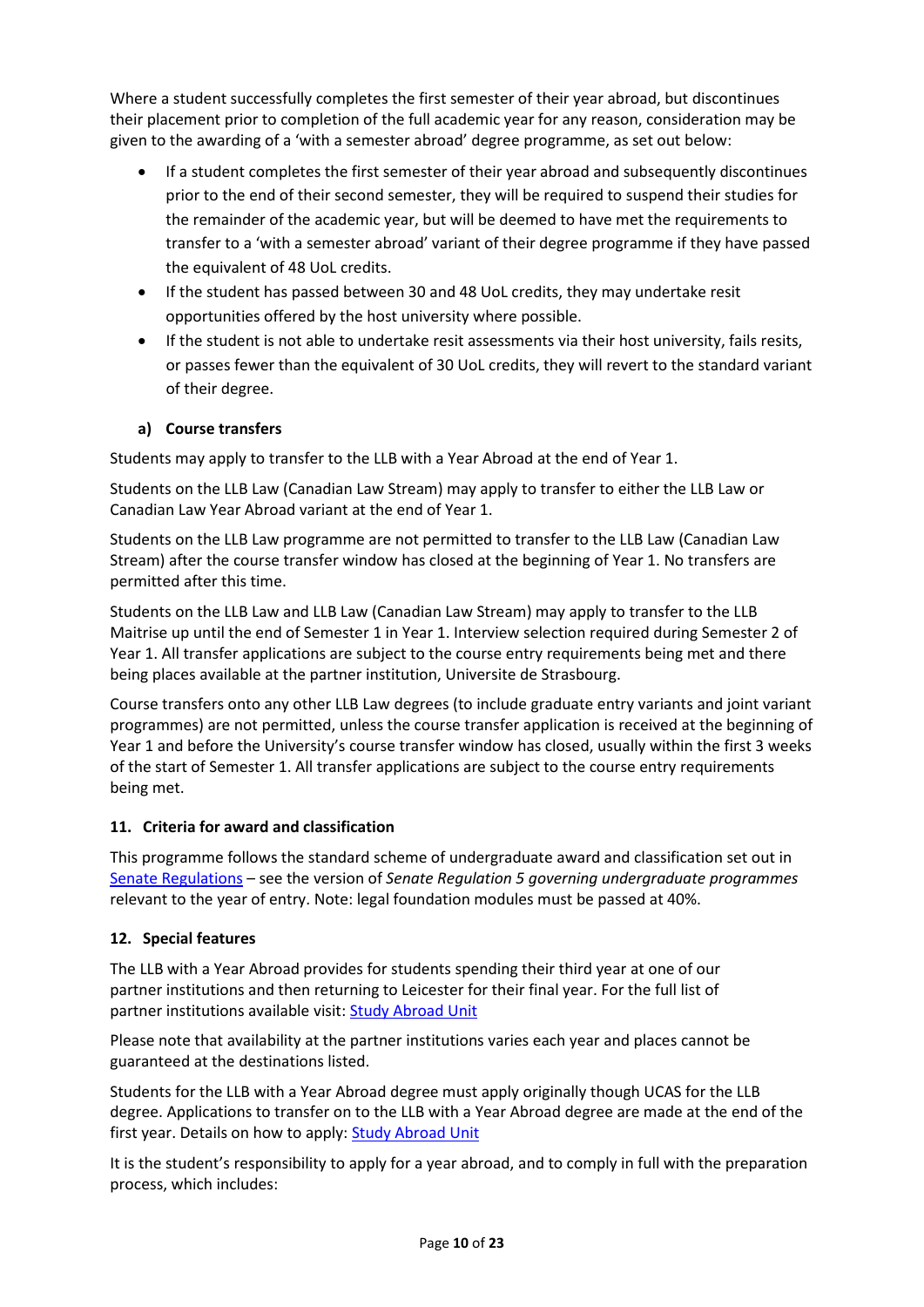Where a student successfully completes the first semester of their year abroad, but discontinues their placement prior to completion of the full academic year for any reason, consideration may be given to the awarding of a 'with a semester abroad' degree programme, as set out below:

- If a student completes the first semester of their year abroad and subsequently discontinues prior to the end of their second semester, they will be required to suspend their studies for the remainder of the academic year, but will be deemed to have met the requirements to transfer to a 'with a semester abroad' variant of their degree programme if they have passed the equivalent of 48 UoL credits.
- If the student has passed between 30 and 48 UoL credits, they may undertake resit opportunities offered by the host university where possible.
- If the student is not able to undertake resit assessments via their host university, fails resits, or passes fewer than the equivalent of 30 UoL credits, they will revert to the standard variant of their degree.

### a) Course transfers

Students may apply to transfer to the LLB with a Year Abroad at the end of Year 1.

Students on the LLB Law (Canadian Law Stream) may apply to transfer to either the LLB Law or Canadian Law Year Abroad variant at the end of Year 1.

Students on the LLB Law programme are not permitted to transfer to the LLB Law (Canadian Law Stream) after the course transfer window has closed at the beginning of Year 1. No transfers are permitted after this time.

Students on the LLB Law and LLB Law (Canadian Law Stream) may apply to transfer to the LLB Maitrise up until the end of Semester 1 in Year 1. Interview selection required during Semester 2 of Year 1. All transfer applications are subject to the course entry requirements being met and there being places available at the partner institution, Universite de Strasbourg.

Course transfers onto any other LLB Law degrees (to include graduate entry variants and joint variant programmes) are not permitted, unless the course transfer application is received at the beginning of Year 1 and before the University's course transfer window has closed, usually within the first 3 weeks of the start of Semester 1. All transfer applications are subject to the course entry requirements being met.

## 11. Criteria for award and classification

This programme follows the standard scheme of undergraduate award and classification set out in Senate Regulations – see the version of *Senate Regulation 5 governing undergraduate programmes* relevant to the year of entry. Note: legal foundation modules must be passed at 40%.

## 12. Special features

The LLB with a Year Abroad provides for students spending their third year at one of our partner institutions and then returning to Leicester for their final year. For the full list of partner institutions available visit: Study Abroad Unit

Please note that availability at the partner institutions varies each year and places cannot be guaranteed at the destinations listed.

Students for the LLB with a Year Abroad degree must apply originally though UCAS for the LLB degree. Applications to transfer on to the LLB with a Year Abroad degree are made at the end of the first year. Details on how to apply: Study Abroad Unit

It is the student's responsibility to apply for a year abroad, and to comply in full with the preparation process, which includes: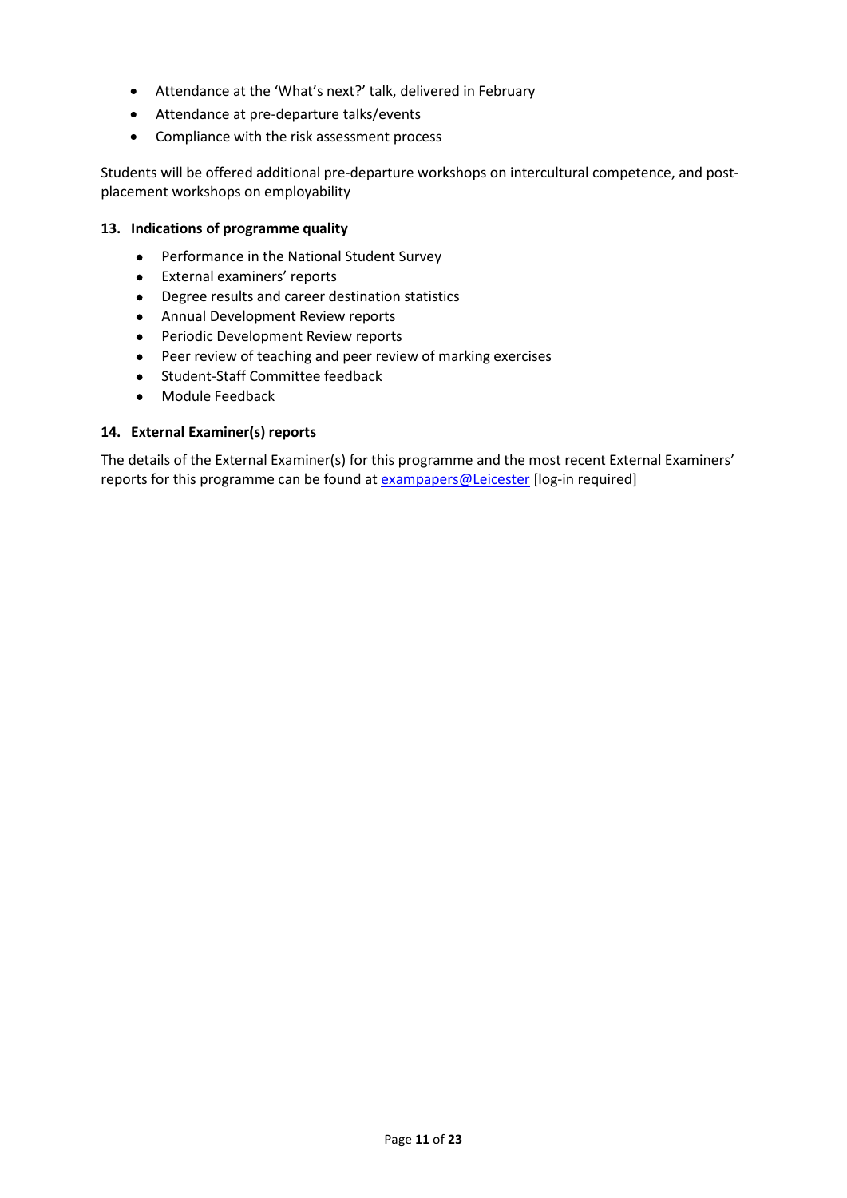- Attendance at the 'What's next?' talk, delivered in February
- Attendance at pre-departure talks/events
- Compliance with the risk assessment process

Students will be offered additional pre-departure workshops on intercultural competence, and post-placement workshops on employability

### 13. Indications of programme quality

- Performance in the National Student Survey
- External examiners' reports
- Degree results and career destination statistics
- Annual Development Review reports
- Periodic Development Review reports
- Peer review of teaching and peer review of marking exercises
- Student-Staff Committee feedback
- Module Feedback

### 14. External Examiner(s) reports

The details of the External Examiner(s) for this programme and the most recent External Examiners' reports for this programme can be found at exampapers@Leicester [log-in required]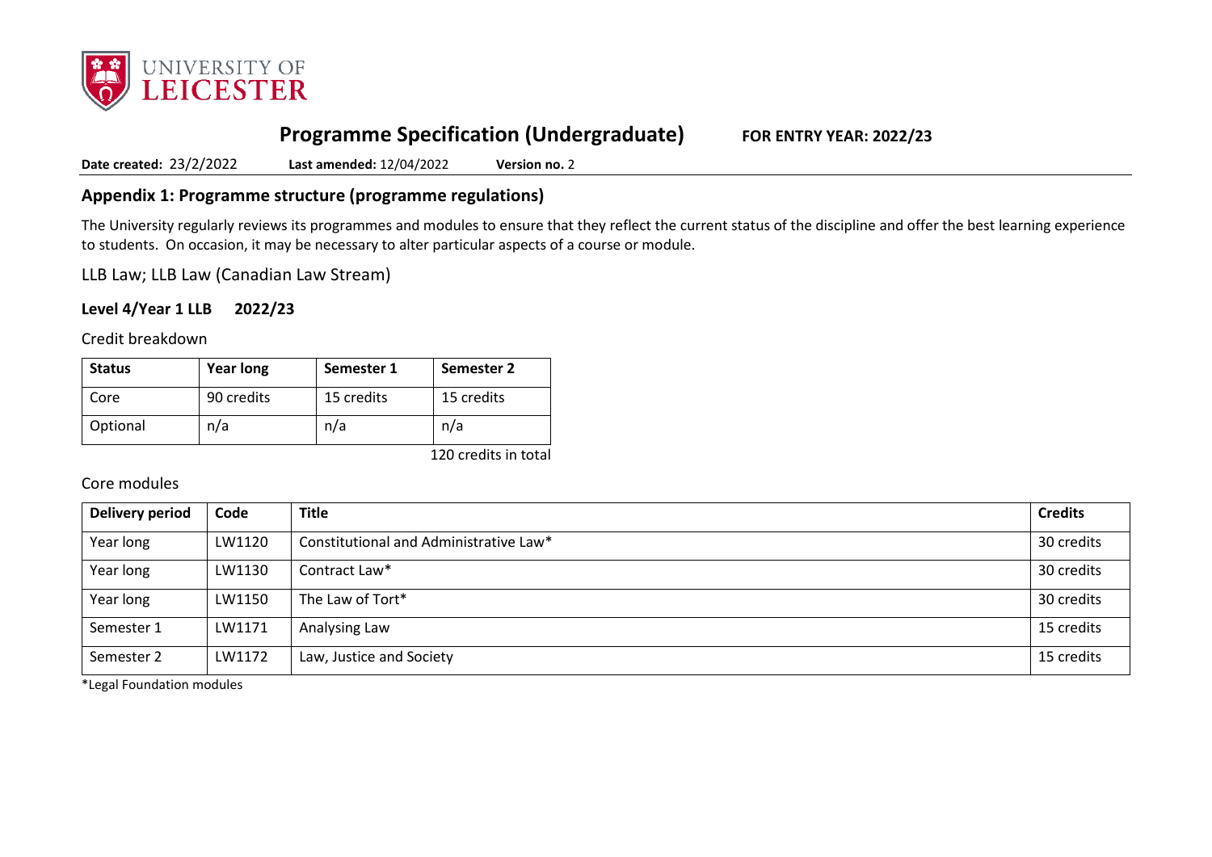# Programme Specification (Undergraduate) FOR ENTRY YEAR: 2022/23

**Date created:** 23/2/2022 **Last amended:** 12/04/2022 **Version no.** 2

## Appendix 1: Programme structure (programme regulations)

The University regularly reviews its programmes and modules to ensure that they reflect the current status of the discipline and offer the best learning experience to students. On occasion, it may be necessary to alter particular aspects of a course or module.

LLB Law; LLB Law (Canadian Law Stream)

### Level 4/Year 1 LLB 2022/23

Credit breakdown

| Status | Year long | Semester 1 | Semester 2 |
|---|---|---|---|
| Core | 90 credits | 15 credits | 15 credits |
| Optional | n/a | n/a | n/a |

120 credits in total

Core modules

| Delivery period | Code | Title | Credits |
|---|---|---|---|
| Year long | LW1120 | Constitutional and Administrative Law* | 30 credits |
| Year long | LW1130 | Contract Law* | 30 credits |
| Year long | LW1150 | The Law of Tort* | 30 credits |
| Semester 1 | LW1171 | Analysing Law | 15 credits |
| Semester 2 | LW1172 | Law, Justice and Society | 15 credits |

*Legal Foundation modules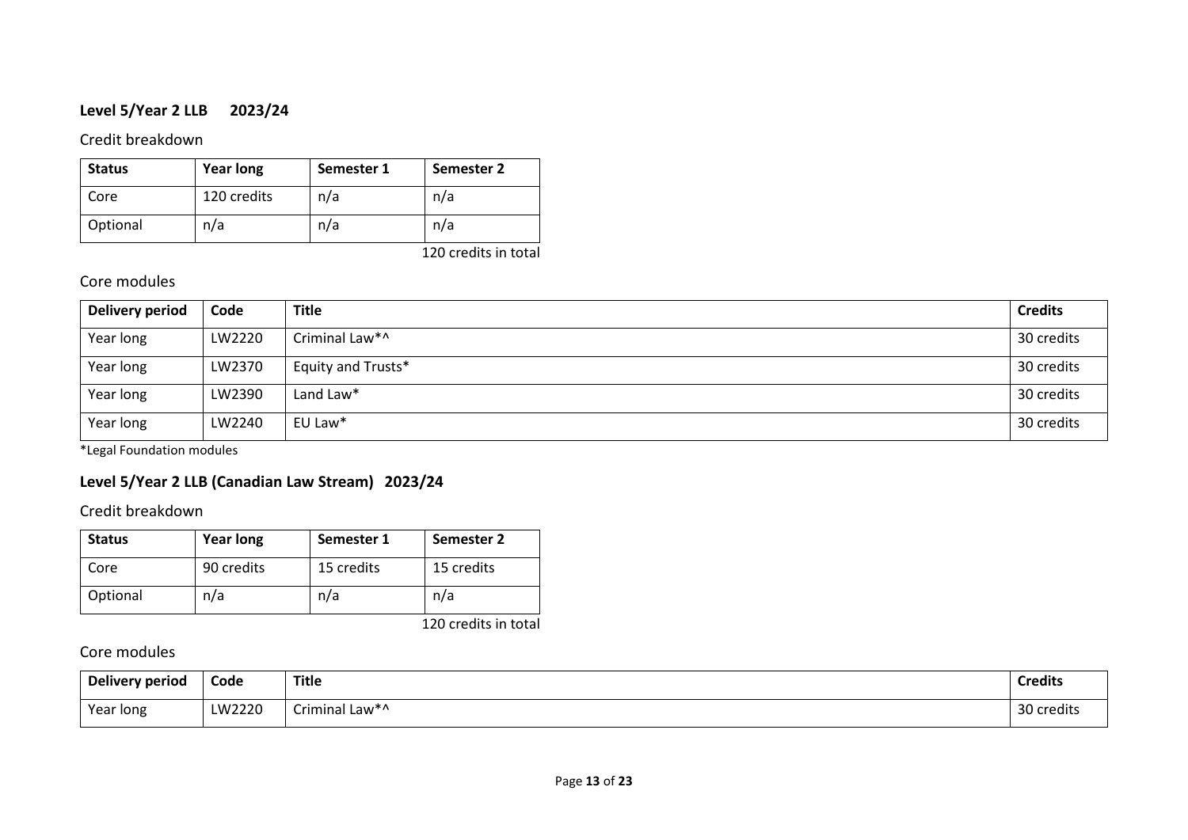### Level 5/Year 2 LLB 2023/24

Credit breakdown

| Status | Year long | Semester 1 | Semester 2 |
|---|---|---|---|
| Core | 120 credits | n/a | n/a |
| Optional | n/a | n/a | n/a |

120 credits in total

Core modules

| Delivery period | Code | Title | Credits |
|---|---|---|---|
| Year long | LW2220 | Criminal Law*^ | 30 credits |
| Year long | LW2370 | Equity and Trusts* | 30 credits |
| Year long | LW2390 | Land Law* | 30 credits |
| Year long | LW2240 | EU Law* | 30 credits |

*Legal Foundation modules

### Level 5/Year 2 LLB (Canadian Law Stream) 2023/24

Credit breakdown

| Status | Year long | Semester 1 | Semester 2 |
|---|---|---|---|
| Core | 90 credits | 15 credits | 15 credits |
| Optional | n/a | n/a | n/a |

120 credits in total

Core modules

| Delivery period | Code | Title | Credits |
|---|---|---|---|
| Year long | LW2220 | Criminal Law*^ | 30 credits |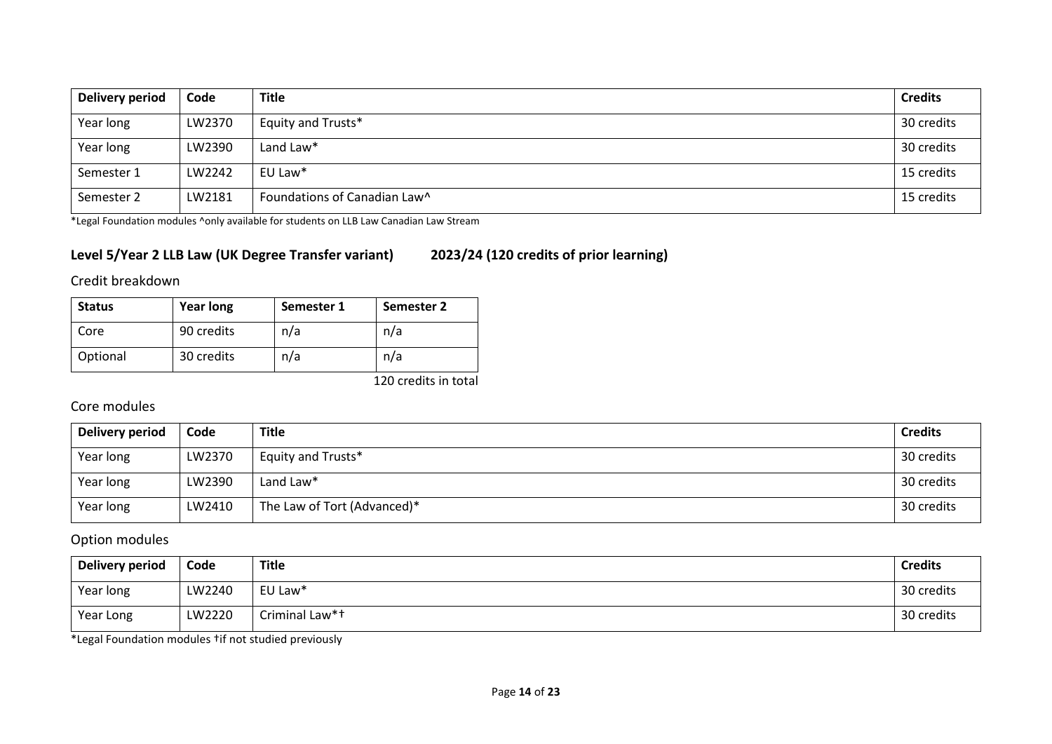| Delivery period | Code | Title | Credits |
|---|---|---|---|
| Year long | LW2370 | Equity and Trusts* | 30 credits |
| Year long | LW2390 | Land Law* | 30 credits |
| Semester 1 | LW2242 | EU Law* | 15 credits |
| Semester 2 | LW2181 | Foundations of Canadian Law^ | 15 credits |

*Legal Foundation modules ^only available for students on LLB Law Canadian Law Stream

### Level 5/Year 2 LLB Law (UK Degree Transfer variant) 2023/24 (120 credits of prior learning)

Credit breakdown

| Status | Year long | Semester 1 | Semester 2 |
|---|---|---|---|
| Core | 90 credits | n/a | n/a |
| Optional | 30 credits | n/a | n/a |

120 credits in total

Core modules

| Delivery period | Code | Title | Credits |
|---|---|---|---|
| Year long | LW2370 | Equity and Trusts* | 30 credits |
| Year long | LW2390 | Land Law* | 30 credits |
| Year long | LW2410 | The Law of Tort (Advanced)* | 30 credits |

Option modules

| Delivery period | Code | Title | Credits |
|---|---|---|---|
| Year long | LW2240 | EU Law* | 30 credits |
| Year Long | LW2220 | Criminal Law*† | 30 credits |

*Legal Foundation modules †if not studied previously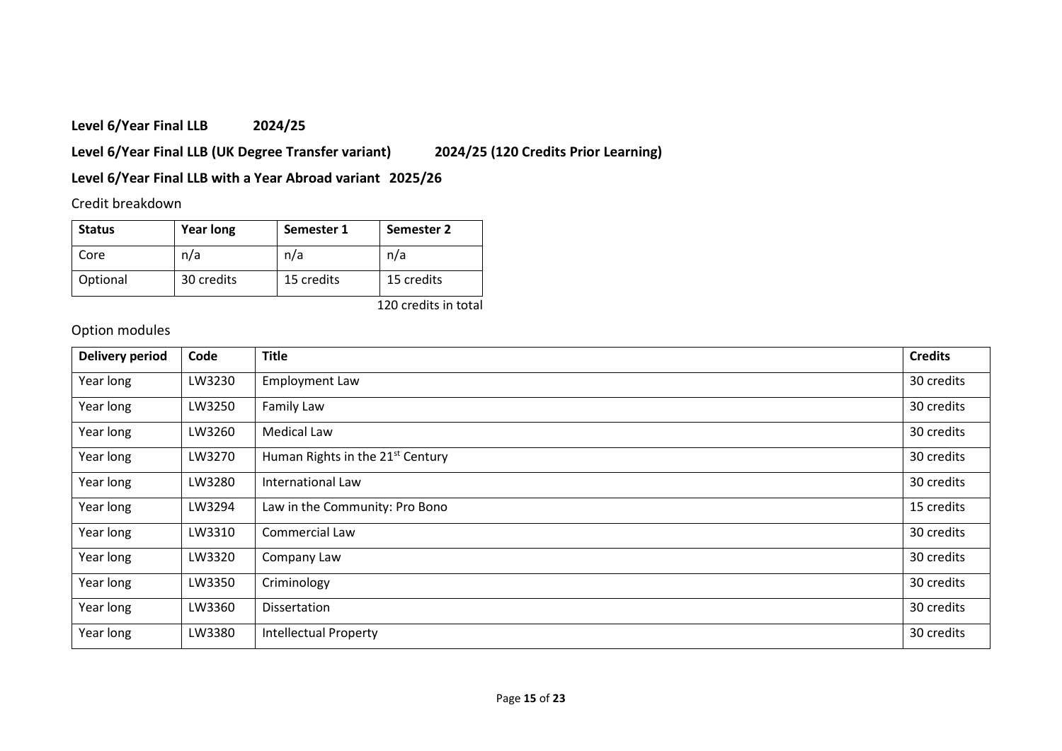**Level 6/Year Final LLB 2024/25**

**Level 6/Year Final LLB (UK Degree Transfer variant) 2024/25 (120 Credits Prior Learning)**

**Level 6/Year Final LLB with a Year Abroad variant 2025/26**

Credit breakdown

| Status | Year long | Semester 1 | Semester 2 |
|---|---|---|---|
| Core | n/a | n/a | n/a |
| Optional | 30 credits | 15 credits | 15 credits |

120 credits in total

Option modules

| Delivery period | Code | Title | Credits |
|---|---|---|---|
| Year long | LW3230 | Employment Law | 30 credits |
| Year long | LW3250 | Family Law | 30 credits |
| Year long | LW3260 | Medical Law | 30 credits |
| Year long | LW3270 | Human Rights in the 21st Century | 30 credits |
| Year long | LW3280 | International Law | 30 credits |
| Year long | LW3294 | Law in the Community: Pro Bono | 15 credits |
| Year long | LW3310 | Commercial Law | 30 credits |
| Year long | LW3320 | Company Law | 30 credits |
| Year long | LW3350 | Criminology | 30 credits |
| Year long | LW3360 | Dissertation | 30 credits |
| Year long | LW3380 | Intellectual Property | 30 credits |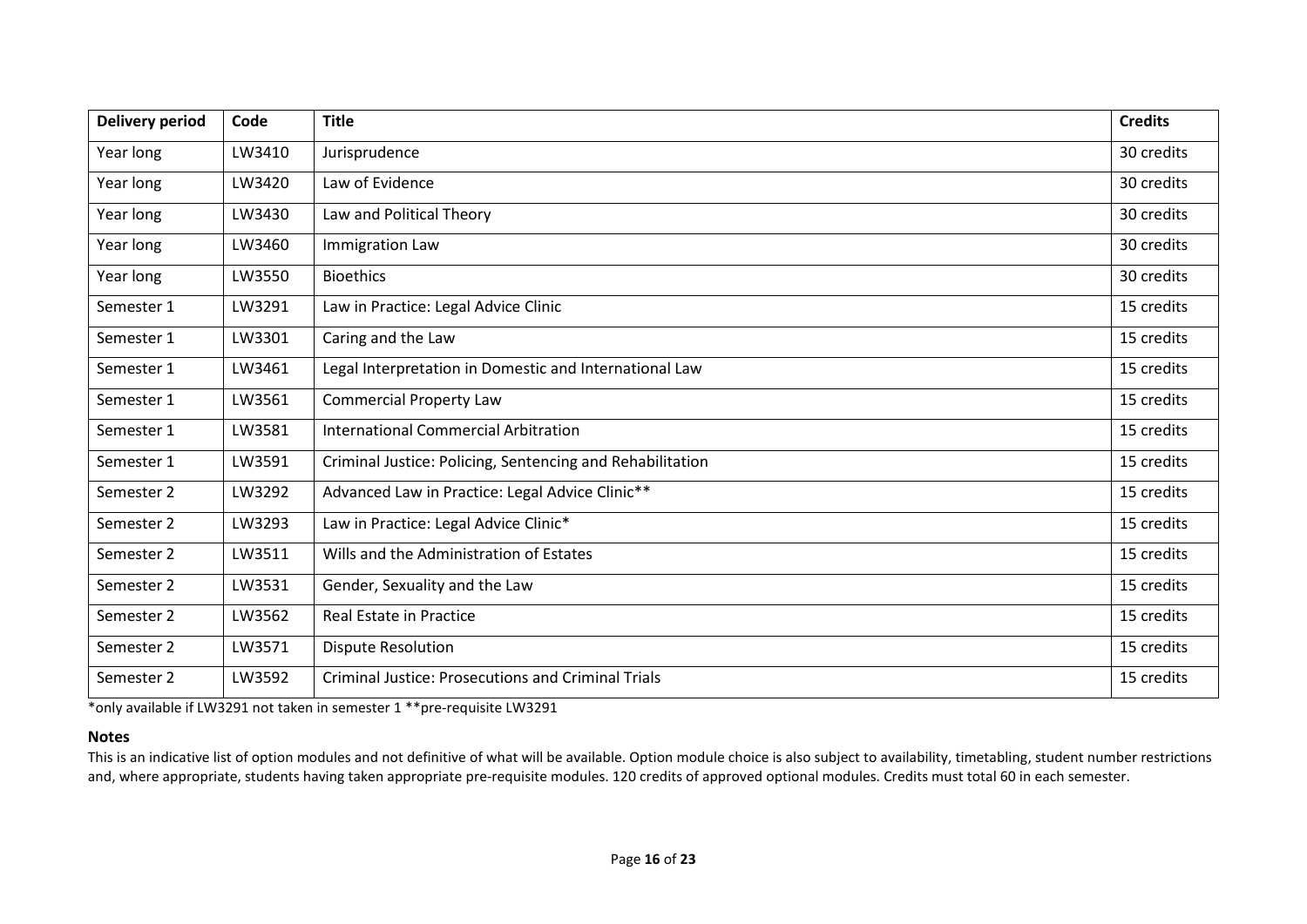| Delivery period | Code | Title | Credits |
| --- | --- | --- | --- |
| Year long | LW3410 | Jurisprudence | 30 credits |
| Year long | LW3420 | Law of Evidence | 30 credits |
| Year long | LW3430 | Law and Political Theory | 30 credits |
| Year long | LW3460 | Immigration Law | 30 credits |
| Year long | LW3550 | Bioethics | 30 credits |
| Semester 1 | LW3291 | Law in Practice: Legal Advice Clinic | 15 credits |
| Semester 1 | LW3301 | Caring and the Law | 15 credits |
| Semester 1 | LW3461 | Legal Interpretation in Domestic and International Law | 15 credits |
| Semester 1 | LW3561 | Commercial Property Law | 15 credits |
| Semester 1 | LW3581 | International Commercial Arbitration | 15 credits |
| Semester 1 | LW3591 | Criminal Justice: Policing, Sentencing and Rehabilitation | 15 credits |
| Semester 2 | LW3292 | Advanced Law in Practice: Legal Advice Clinic** | 15 credits |
| Semester 2 | LW3293 | Law in Practice: Legal Advice Clinic* | 15 credits |
| Semester 2 | LW3511 | Wills and the Administration of Estates | 15 credits |
| Semester 2 | LW3531 | Gender, Sexuality and the Law | 15 credits |
| Semester 2 | LW3562 | Real Estate in Practice | 15 credits |
| Semester 2 | LW3571 | Dispute Resolution | 15 credits |
| Semester 2 | LW3592 | Criminal Justice: Prosecutions and Criminal Trials | 15 credits |

*only available if LW3291 not taken in semester 1 **pre-requisite LW3291

**Notes**

This is an indicative list of option modules and not definitive of what will be available. Option module choice is also subject to availability, timetabling, student number restrictions and, where appropriate, students having taken appropriate pre-requisite modules. 120 credits of approved optional modules. Credits must total 60 in each semester.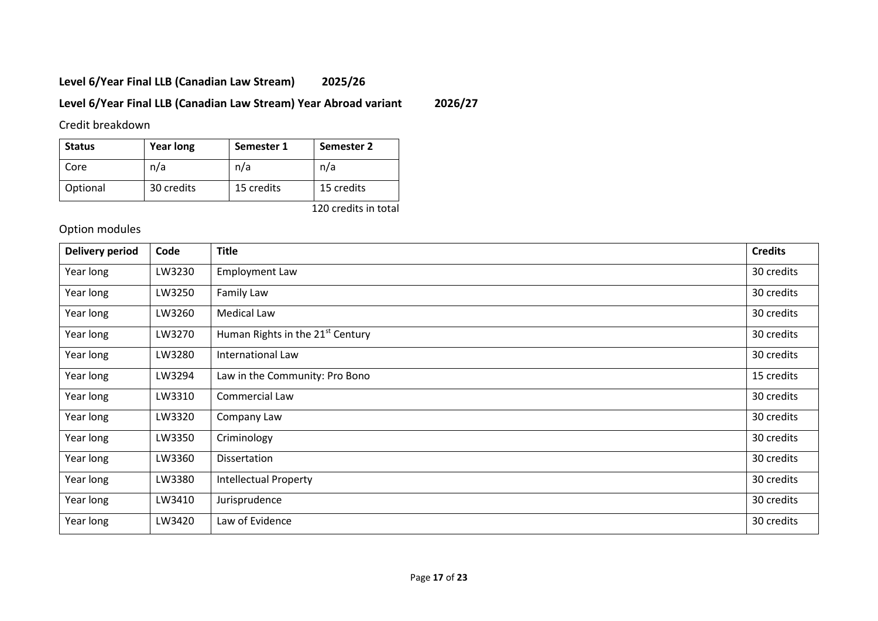**Level 6/Year Final LLB (Canadian Law Stream) 2025/26**

**Level 6/Year Final LLB (Canadian Law Stream) Year Abroad variant 2026/27**

Credit breakdown

| Status | Year long | Semester 1 | Semester 2 |
|---|---|---|---|
| Core | n/a | n/a | n/a |
| Optional | 30 credits | 15 credits | 15 credits |

120 credits in total

Option modules

| Delivery period | Code | Title | Credits |
|---|---|---|---|
| Year long | LW3230 | Employment Law | 30 credits |
| Year long | LW3250 | Family Law | 30 credits |
| Year long | LW3260 | Medical Law | 30 credits |
| Year long | LW3270 | Human Rights in the 21st Century | 30 credits |
| Year long | LW3280 | International Law | 30 credits |
| Year long | LW3294 | Law in the Community: Pro Bono | 15 credits |
| Year long | LW3310 | Commercial Law | 30 credits |
| Year long | LW3320 | Company Law | 30 credits |
| Year long | LW3350 | Criminology | 30 credits |
| Year long | LW3360 | Dissertation | 30 credits |
| Year long | LW3380 | Intellectual Property | 30 credits |
| Year long | LW3410 | Jurisprudence | 30 credits |
| Year long | LW3420 | Law of Evidence | 30 credits |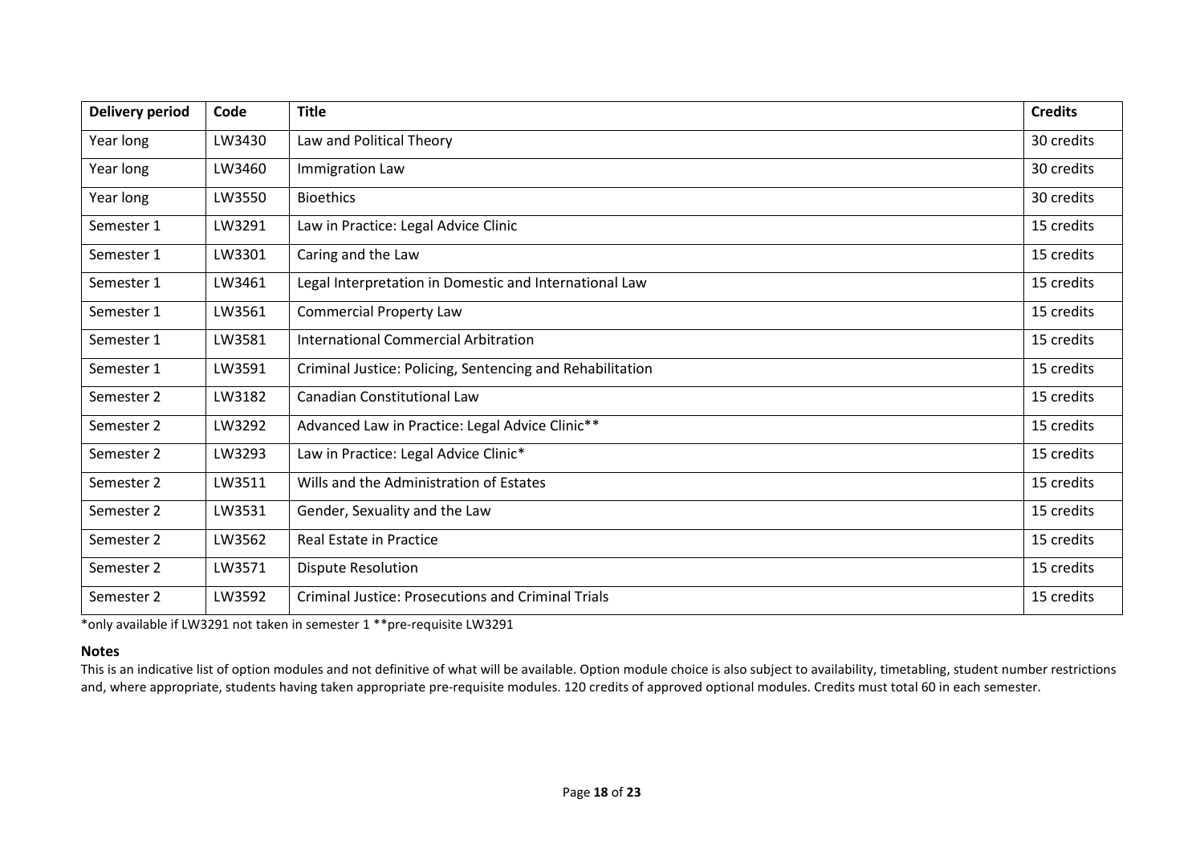| Delivery period | Code | Title | Credits |
|---|---|---|---|
| Year long | LW3430 | Law and Political Theory | 30 credits |
| Year long | LW3460 | Immigration Law | 30 credits |
| Year long | LW3550 | Bioethics | 30 credits |
| Semester 1 | LW3291 | Law in Practice: Legal Advice Clinic | 15 credits |
| Semester 1 | LW3301 | Caring and the Law | 15 credits |
| Semester 1 | LW3461 | Legal Interpretation in Domestic and International Law | 15 credits |
| Semester 1 | LW3561 | Commercial Property Law | 15 credits |
| Semester 1 | LW3581 | International Commercial Arbitration | 15 credits |
| Semester 1 | LW3591 | Criminal Justice: Policing, Sentencing and Rehabilitation | 15 credits |
| Semester 2 | LW3182 | Canadian Constitutional Law | 15 credits |
| Semester 2 | LW3292 | Advanced Law in Practice: Legal Advice Clinic** | 15 credits |
| Semester 2 | LW3293 | Law in Practice: Legal Advice Clinic* | 15 credits |
| Semester 2 | LW3511 | Wills and the Administration of Estates | 15 credits |
| Semester 2 | LW3531 | Gender, Sexuality and the Law | 15 credits |
| Semester 2 | LW3562 | Real Estate in Practice | 15 credits |
| Semester 2 | LW3571 | Dispute Resolution | 15 credits |
| Semester 2 | LW3592 | Criminal Justice: Prosecutions and Criminal Trials | 15 credits |

*only available if LW3291 not taken in semester 1 **pre-requisite LW3291

**Notes**

This is an indicative list of option modules and not definitive of what will be available. Option module choice is also subject to availability, timetabling, student number restrictions and, where appropriate, students having taken appropriate pre-requisite modules. 120 credits of approved optional modules. Credits must total 60 in each semester.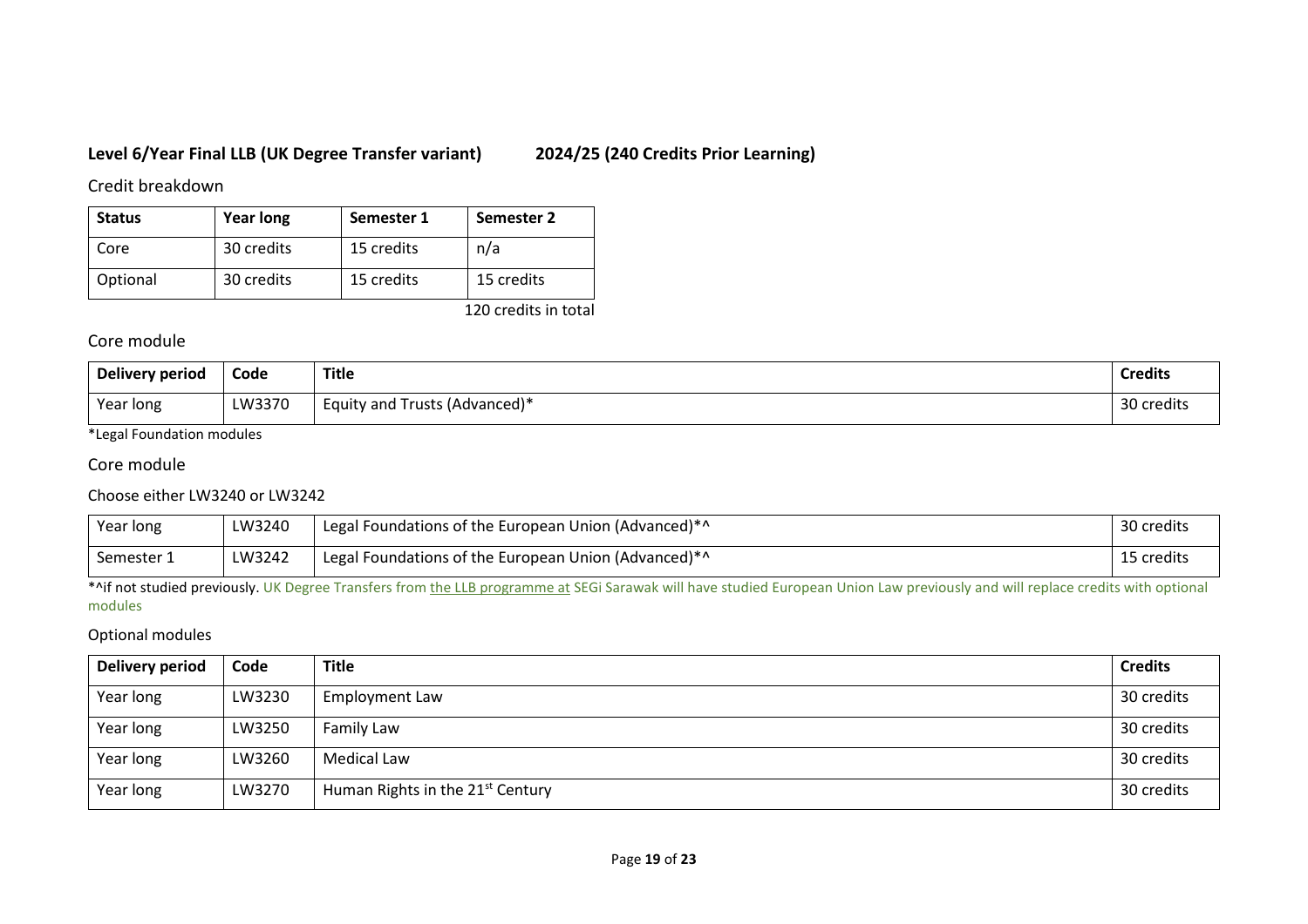**Level 6/Year Final LLB (UK Degree Transfer variant) 2024/25 (240 Credits Prior Learning)**

Credit breakdown

| Status | Year long | Semester 1 | Semester 2 |
|---|---|---|---|
| Core | 30 credits | 15 credits | n/a |
| Optional | 30 credits | 15 credits | 15 credits |

120 credits in total

Core module

| Delivery period | Code | Title | Credits |
|---|---|---|---|
| Year long | LW3370 | Equity and Trusts (Advanced)* | 30 credits |

*Legal Foundation modules

Core module

Choose either LW3240 or LW3242

| Delivery period | Code | Title | Credits |
|---|---|---|---|
| Year long | LW3240 | Legal Foundations of the European Union (Advanced)*^ | 30 credits |
| Semester 1 | LW3242 | Legal Foundations of the European Union (Advanced)*^ | 15 credits |

*^if not studied previously. UK Degree Transfers from the LLB programme at SEGi Sarawak will have studied European Union Law previously and will replace credits with optional modules

Optional modules

| Delivery period | Code | Title | Credits |
|---|---|---|---|
| Year long | LW3230 | Employment Law | 30 credits |
| Year long | LW3250 | Family Law | 30 credits |
| Year long | LW3260 | Medical Law | 30 credits |
| Year long | LW3270 | Human Rights in the 21st Century | 30 credits |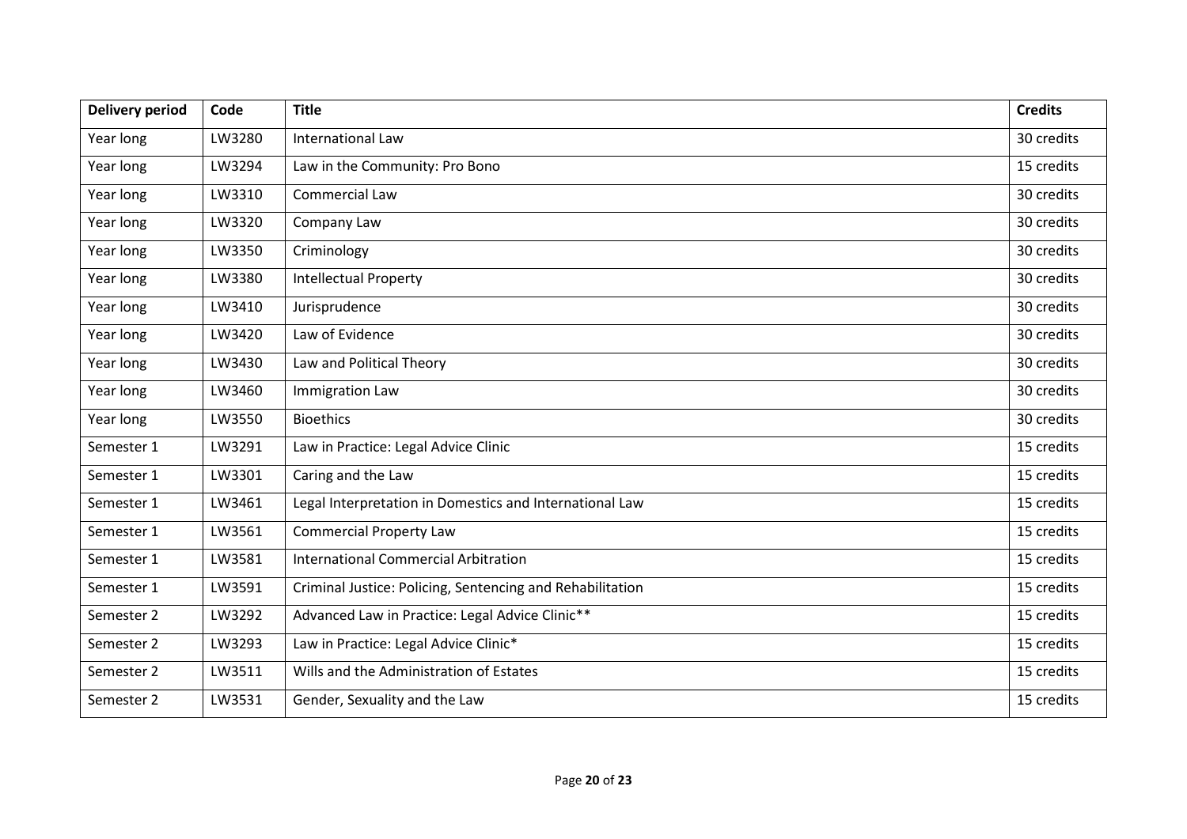| Delivery period | Code | Title | Credits |
| --- | --- | --- | --- |
| Year long | LW3280 | International Law | 30 credits |
| Year long | LW3294 | Law in the Community: Pro Bono | 15 credits |
| Year long | LW3310 | Commercial Law | 30 credits |
| Year long | LW3320 | Company Law | 30 credits |
| Year long | LW3350 | Criminology | 30 credits |
| Year long | LW3380 | Intellectual Property | 30 credits |
| Year long | LW3410 | Jurisprudence | 30 credits |
| Year long | LW3420 | Law of Evidence | 30 credits |
| Year long | LW3430 | Law and Political Theory | 30 credits |
| Year long | LW3460 | Immigration Law | 30 credits |
| Year long | LW3550 | Bioethics | 30 credits |
| Semester 1 | LW3291 | Law in Practice: Legal Advice Clinic | 15 credits |
| Semester 1 | LW3301 | Caring and the Law | 15 credits |
| Semester 1 | LW3461 | Legal Interpretation in Domestics and International Law | 15 credits |
| Semester 1 | LW3561 | Commercial Property Law | 15 credits |
| Semester 1 | LW3581 | International Commercial Arbitration | 15 credits |
| Semester 1 | LW3591 | Criminal Justice: Policing, Sentencing and Rehabilitation | 15 credits |
| Semester 2 | LW3292 | Advanced Law in Practice: Legal Advice Clinic** | 15 credits |
| Semester 2 | LW3293 | Law in Practice: Legal Advice Clinic* | 15 credits |
| Semester 2 | LW3511 | Wills and the Administration of Estates | 15 credits |
| Semester 2 | LW3531 | Gender, Sexuality and the Law | 15 credits |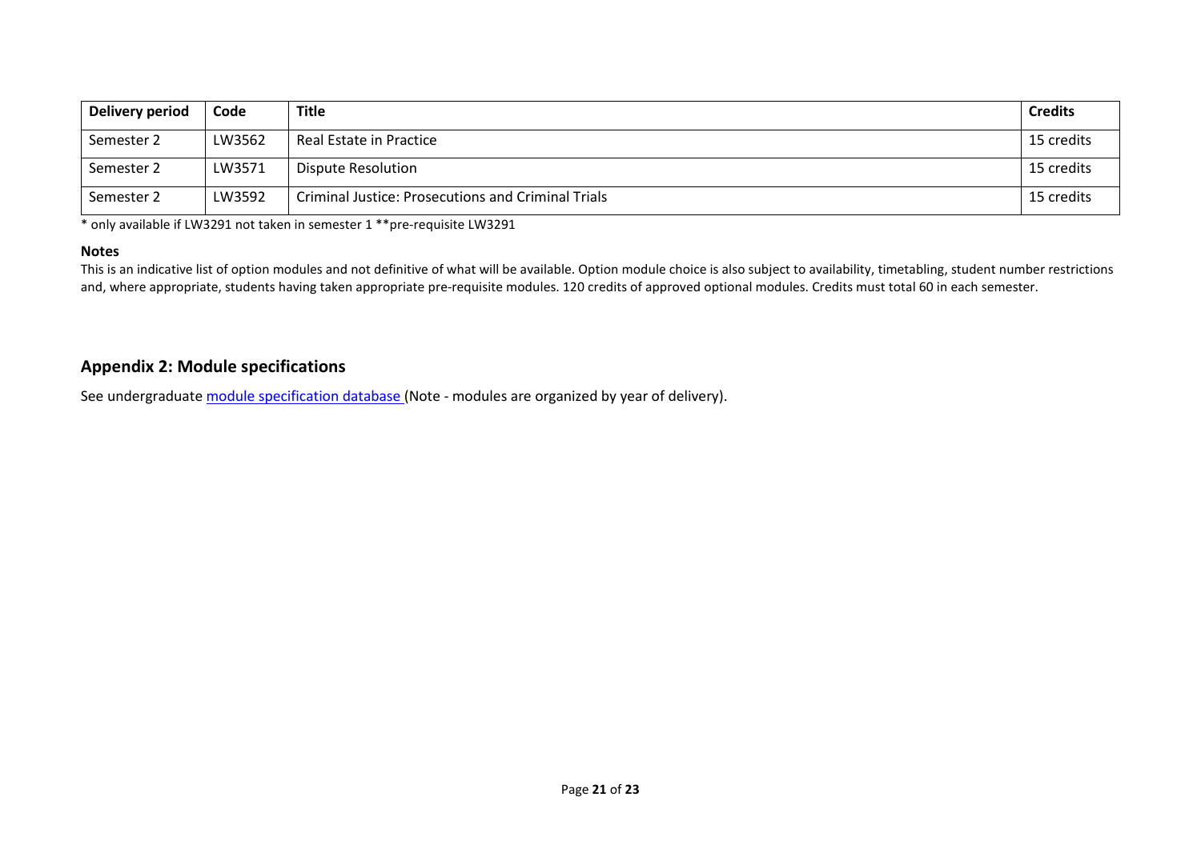| Delivery period | Code | Title | Credits |
|---|---|---|---|
| Semester 2 | LW3562 | Real Estate in Practice | 15 credits |
| Semester 2 | LW3571 | Dispute Resolution | 15 credits |
| Semester 2 | LW3592 | Criminal Justice: Prosecutions and Criminal Trials | 15 credits |

\* only available if LW3291 not taken in semester 1 **pre-requisite LW3291

**Notes**

This is an indicative list of option modules and not definitive of what will be available. Option module choice is also subject to availability, timetabling, student number restrictions and, where appropriate, students having taken appropriate pre-requisite modules. 120 credits of approved optional modules. Credits must total 60 in each semester.

## Appendix 2: Module specifications

See undergraduate module specification database (Note - modules are organized by year of delivery).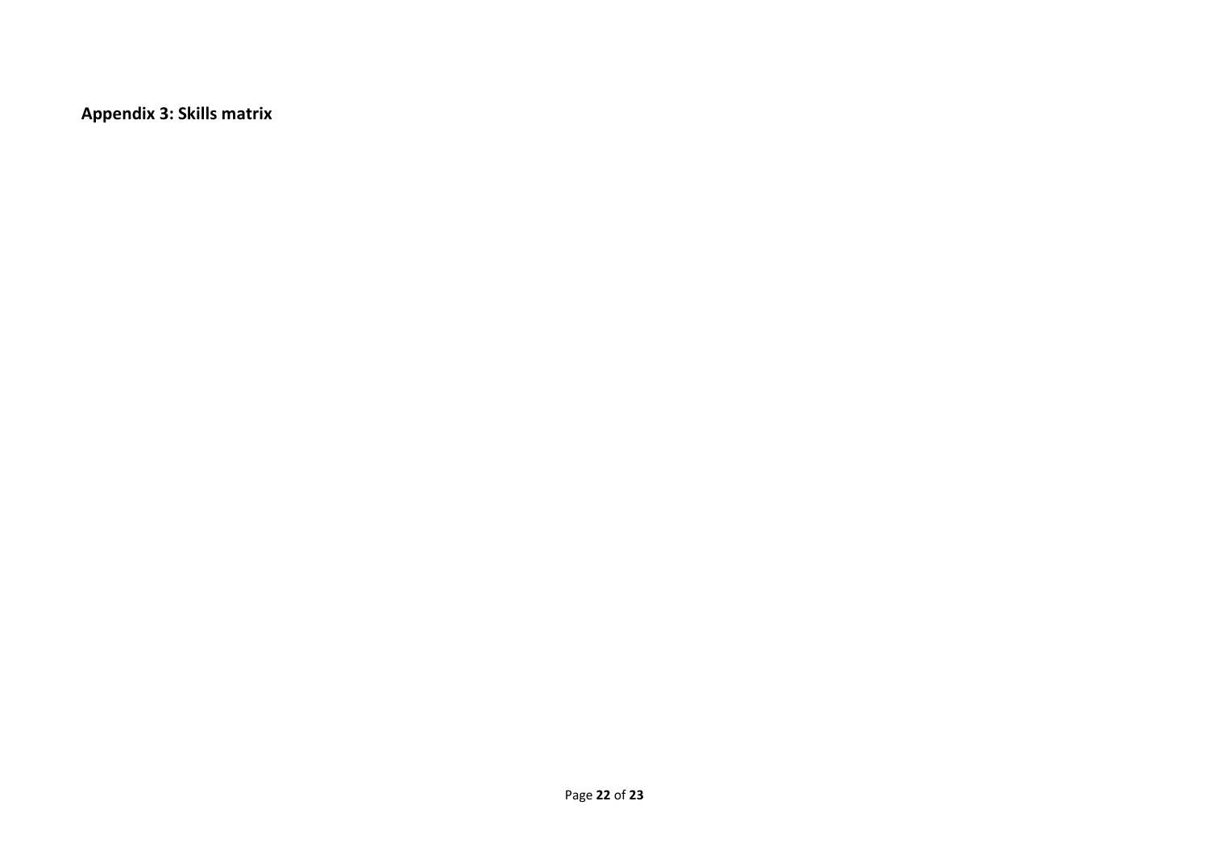**Appendix 3: Skills matrix**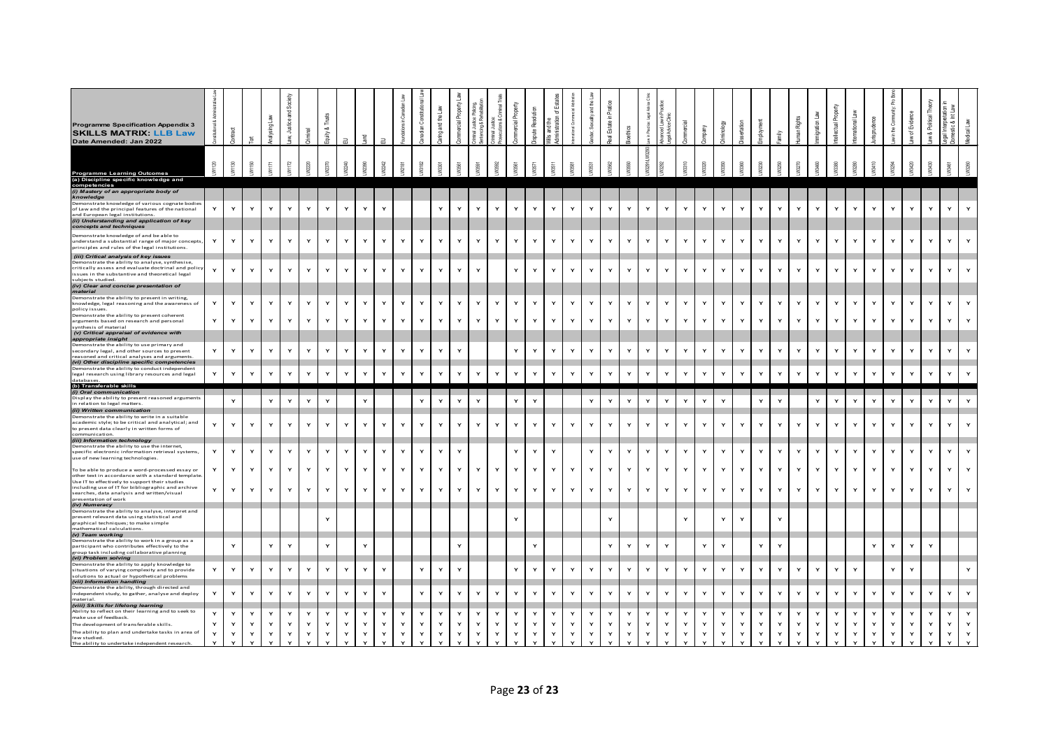# Programme Specification Appendix 3

## SKILLS MATRIX: LLB Law

**Date Amended: Jan 2022**

| Programme Learning Outcomes | Constitutional & Administrative Law | Contract | Tort | Analysing Law | Law, Justice and Society | Criminal | Equity & Trusts | EU | Land | EU | Foundations in Canadian Law | Canadian Constitutional Law | Caring and the Law | Commercial Property Law | Criminal Justice: Policing, Sentencing & Rehabilitation | Criminal Justice: Prosecutions & Criminal Trials | Commercial Property | Dispute Resolution | Wills and the Administration of Estates | International Commercial Arbitration | Gender, Sexuality and the Law | Real Estate in Practice | Bioethics | Law in Practice: Legal Advice Clinic | Advanced Law in Practice: Legal Advice Clinic | Commercial | Company | Criminology | Dissertation | Employment | Family | Human Rights | Immigration Law | Intellectual Property | International Law | Jurisprudence | Law in the Community: Pro Bono | Law of Evidence | Law & Political Theory | Legal Interpretation in Domestic & Int Law | Medical Law |
|---|---|---|---|---|---|---|---|---|---|---|---|---|---|---|---|---|---|---|---|---|---|---|---|---|---|---|---|---|---|---|---|---|---|---|---|---|---|---|---|---|---|
| | LW1120 | LW1130 | LW1150 | LW1171 | LW1172 | LW2220 | LW2270 | LW2240 | LW2280 | LW2242 | LW2181 | LW3182 | LW3301 | LW3561 | LW3591 | LW3592 | LW3581 | LW3571 | LW3511 | LW3581 | LW3531 | LW3562 | LW3550 | LW3291/LW3293 | LW3292 | LW3310 | LW3320 | LW3350 | LW3360 | LW3230 | LW3250 | LW3270 | LW3460 | LW3380 | LW3280 | LW3410 | LW3294 | LW3420 | LW3430 | LW3461 | LW3260 |
| **(a) Discipline specific knowledge and competencies** | | | | | | | | | | | | | | | | | | | | | | | | | | | | | | | | | | | | | | | | | |
| ***(i) Mastery of an appropriate body of knowledge*** | | | | | | | | | | | | | | | | | | | | | | | | | | | | | | | | | | | | | | | | | |
| Demonstrate knowledge of various cognate bodies of Law and the principal features of the national and European legal institutions. | Y | Y | Y | Y | Y | Y | Y | Y | Y | Y | | | Y | Y | Y | Y | Y | Y | Y | Y | Y | Y | Y | Y | Y | Y | Y | Y | Y | Y | Y | Y | Y | Y | Y | Y | Y | Y | Y | Y | Y |
| ***(ii) Understanding and application of key concepts and techniques*** | | | | | | | | | | | | | | | | | | | | | | | | | | | | | | | | | | | | | | | | | |
| Demonstrate knowledge of and be able to understand a substantial range of major concepts, principles and rules of the legal institutions. | Y | Y | Y | Y | Y | Y | Y | Y | Y | Y | Y | Y | Y | Y | Y | Y | Y | Y | Y | Y | Y | Y | Y | Y | Y | Y | Y | Y | Y | Y | Y | Y | Y | Y | Y | Y | Y | Y | Y | Y | Y |
| ***(iii) Critical analysis of key issues*** | | | | | | | | | | | | | | | | | | | | | | | | | | | | | | | | | | | | | | | | | |
| Demonstrate the ability to analyse, synthesise, critically assess and evaluate doctrinal and policy issues in the substantive and theoretical legal subjects studied. | Y | Y | Y | Y | Y | Y | Y | Y | Y | Y | Y | Y | Y | Y | Y | | Y | Y | Y | Y | Y | Y | Y | Y | Y | Y | Y | Y | Y | Y | Y | Y | Y | Y | Y | Y | Y | Y | Y | Y | Y |
| ***(iv) Clear and concise presentation of material*** | | | | | | | | | | | | | | | | | | | | | | | | | | | | | | | | | | | | | | | | | |
| Demonstrate the ability to present in writing, knowledge, legal reasoning and the awareness of policy issues. | Y | Y | Y | Y | Y | Y | Y | Y | Y | Y | Y | Y | Y | Y | Y | Y | Y | Y | Y | Y | Y | Y | Y | Y | Y | Y | Y | Y | Y | Y | Y | Y | Y | Y | Y | Y | Y | Y | Y | Y | Y |
| Demonstrate the ability to present coherent arguments based on research and personal synthesis of material | Y | Y | Y | Y | Y | Y | Y | Y | Y | Y | Y | Y | Y | Y | Y | Y | Y | Y | Y | Y | Y | Y | Y | Y | Y | Y | Y | Y | Y | Y | Y | Y | Y | Y | Y | Y | Y | Y | Y | Y | Y |
| ***(v) Critical appraisal of evidence with appropriate insight*** | | | | | | | | | | | | | | | | | | | | | | | | | | | | | | | | | | | | | | | | | |
| Demonstrate the ability to use primary and secondary legal, and other sources to present reasoned and critical analyses and arguments. | Y | Y | Y | Y | Y | Y | Y | Y | Y | Y | Y | Y | Y | Y | | | Y | Y | Y | Y | Y | Y | Y | Y | Y | Y | Y | Y | Y | Y | Y | Y | Y | Y | Y | Y | Y | Y | Y | Y | Y |
| ***(vi) Other discipline specific competencies*** | | | | | | | | | | | | | | | | | | | | | | | | | | | | | | | | | | | | | | | | | |
| Demonstrate the ability to conduct independent legal research using library resources and legal databases. | Y | Y | Y | Y | Y | Y | Y | Y | Y | Y | Y | Y | Y | Y | Y | Y | Y | Y | Y | Y | Y | Y | Y | Y | Y | Y | Y | Y | Y | Y | Y | Y | Y | Y | Y | Y | Y | Y | Y | Y | Y |
| **(b) Transferable skills** | | | | | | | | | | | | | | | | | | | | | | | | | | | | | | | | | | | | | | | | | |
| ***(i) Oral communication*** | | | | | | | | | | | | | | | | | | | | | | | | | | | | | | | | | | | | | | | | | |
| Display the ability to present reasoned arguments in relation to legal matters. | | Y | | Y | Y | Y | Y | | Y | | | Y | Y | Y | Y | | Y | Y | | | Y | Y | Y | Y | Y | Y | Y | Y | | Y | Y | | Y | Y | Y | Y | Y | Y | Y | Y | Y |
| ***(ii) Written communication*** | | | | | | | | | | | | | | | | | | | | | | | | | | | | | | | | | | | | | | | | | |
| Demonstrate the ability to write in a suitable academic style; to be critical and analytical; and to present data clearly in written forms of communication. | Y | Y | Y | Y | Y | Y | Y | Y | Y | Y | Y | Y | Y | Y | Y | Y | Y | Y | Y | Y | Y | Y | Y | Y | Y | Y | Y | Y | Y | Y | Y | Y | Y | Y | Y | Y | Y | Y | Y | Y | Y |
| ***(iii) Information technology*** | | | | | | | | | | | | | | | | | | | | | | | | | | | | | | | | | | | | | | | | | |
| Demonstrate the ability to use the internet, specific electronic information retrieval systems, use of new learning technologies. | Y | Y | Y | Y | Y | Y | Y | Y | Y | Y | Y | Y | Y | Y | | | Y | Y | Y | | Y | Y | Y | Y | Y | Y | Y | Y | Y | Y | Y | Y | Y | Y | Y | Y | Y | Y | Y | Y | Y |
| To be able to produce a word-processed essay or other text in accordance with a standard template. | Y | Y | Y | Y | Y | Y | Y | Y | Y | Y | Y | Y | Y | Y | Y | Y | Y | Y | Y | Y | Y | Y | Y | Y | Y | Y | Y | Y | Y | Y | Y | Y | Y | Y | Y | Y | Y | Y | Y | Y | Y |
| Use IT to effectively to support their studies including use of IT for bibliographic and archive searches, data analysis and written/visual presentation of work | Y | Y | Y | Y | Y | Y | Y | Y | Y | Y | Y | Y | Y | Y | Y | Y | Y | Y | Y | Y | Y | Y | Y | Y | Y | Y | Y | Y | Y | Y | Y | Y | Y | Y | Y | Y | Y | Y | Y | Y | Y |
| ***(iv) Numeracy*** | | | | | | | | | | | | | | | | | | | | | | | | | | | | | | | | | | | | | | | | | |
| Demonstrate the ability to analyse, interpret and present relevant data using statistical and graphical techniques; to make simple mathematical calculations. | | | | | | | Y | | | | | | | | | | Y | | | | | Y | | | | Y | | Y | Y | | Y | | | | | | | | | | |
| ***(v) Team working*** | | | | | | | | | | | | | | | | | | | | | | | | | | | | | | | | | | | | | | | | | |
| Demonstrate the ability to work in a group as a participant who contributes effectively to the group task including collaborative planning | | Y | | Y | Y | | Y | | Y | | | | | Y | | | | Y | | | | Y | Y | Y | Y | | Y | Y | | Y | Y | | | | | Y | Y | Y | Y | | |
| ***(vi) Problem solving*** | | | | | | | | | | | | | | | | | | | | | | | | | | | | | | | | | | | | | | | | | |
| Demonstrate the ability to apply knowledge to situations of varying complexity and to provide solutions to actual or hypothetical problems | Y | Y | Y | Y | Y | Y | Y | Y | Y | Y | | Y | Y | Y | | | Y | Y | Y | Y | Y | Y | Y | Y | Y | Y | Y | Y | Y | Y | Y | Y | Y | Y | Y | | Y | Y | | | Y |
| ***(vii) Information handling*** | | | | | | | | | | | | | | | | | | | | | | | | | | | | | | | | | | | | | | | | | |
| Demonstrate the ability, through directed and independent study, to gather, analyse and deploy material. | Y | Y | Y | Y | Y | Y | Y | Y | Y | Y | | Y | Y | Y | Y | Y | Y | Y | Y | Y | Y | Y | Y | Y | Y | Y | Y | Y | Y | Y | Y | Y | Y | Y | Y | Y | Y | Y | Y | Y | Y |
| ***(viii) Skills for lifelong learning*** | | | | | | | | | | | | | | | | | | | | | | | | | | | | | | | | | | | | | | | | | |
| Ability to reflect on their learning and to seek to make use of feedback. | Y | Y | Y | Y | Y | Y | Y | Y | Y | Y | Y | Y | Y | Y | Y | Y | Y | Y | Y | Y | Y | Y | Y | Y | Y | Y | Y | Y | Y | Y | Y | Y | Y | Y | Y | Y | Y | Y | Y | Y | Y |
| The development of transferable skills. | Y | Y | Y | Y | Y | Y | Y | Y | Y | Y | Y | Y | Y | Y | Y | Y | Y | Y | Y | Y | Y | Y | Y | Y | Y | Y | Y | Y | Y | Y | Y | Y | Y | Y | Y | Y | Y | Y | Y | Y | Y |
| The ability to plan and undertake tasks in area of law studied. | Y | Y | Y | Y | Y | Y | Y | Y | Y | Y | Y | Y | Y | Y | Y | Y | Y | Y | Y | Y | Y | Y | Y | Y | Y | Y | Y | Y | Y | Y | Y | Y | Y | Y | Y | Y | Y | Y | Y | Y | Y |
| The ability to undertake independent research. | Y | Y | Y | Y | Y | Y | Y | Y | Y | Y | Y | Y | Y | Y | Y | Y | Y | Y | Y | Y | Y | Y | Y | Y | Y | Y | Y | Y | Y | Y | Y | Y | Y | Y | Y | Y | Y | Y | Y | Y | Y |